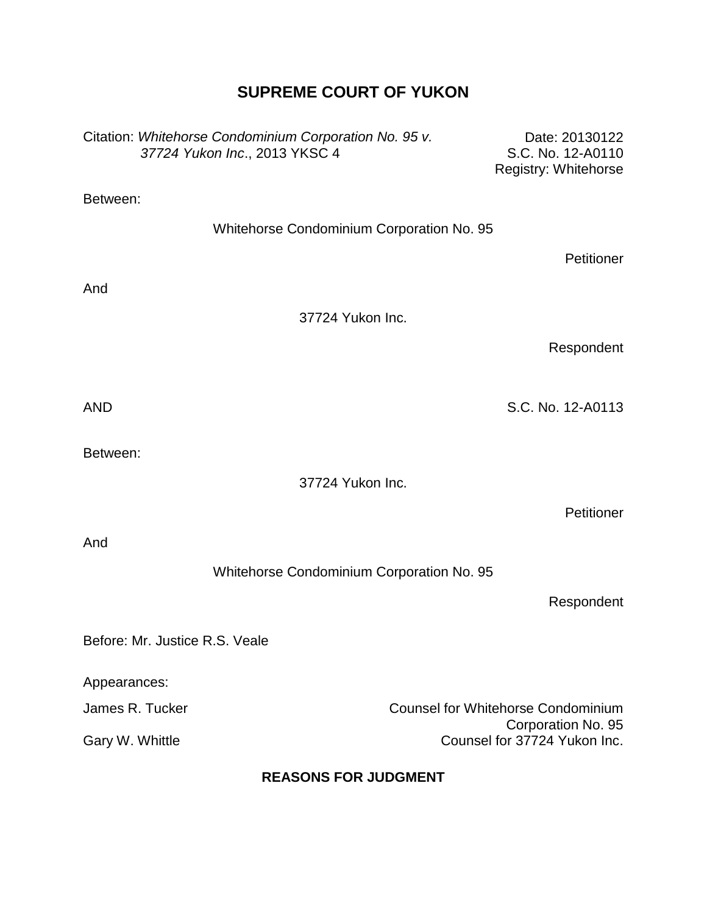# SUPREME COURT OF YUKON

Citation: *Whitehorse Condominium Corporation No. 95 v. 37724 Yukon Inc*., 2013 YKSC 4

Date: 20130122
S.C. No. 12-A0110
Registry: Whitehorse

Between:

Whitehorse Condominium Corporation No. 95

Petitioner

And

37724 Yukon Inc.

Respondent

AND

S.C. No. 12-A0113

Between:

37724 Yukon Inc.

Petitioner

And

Whitehorse Condominium Corporation No. 95

Respondent

Before: Mr. Justice R.S. Veale

Appearances:

James R. Tucker — Counsel for Whitehorse Condominium Corporation No. 95

Gary W. Whittle — Counsel for 37724 Yukon Inc.

**REASONS FOR JUDGMENT**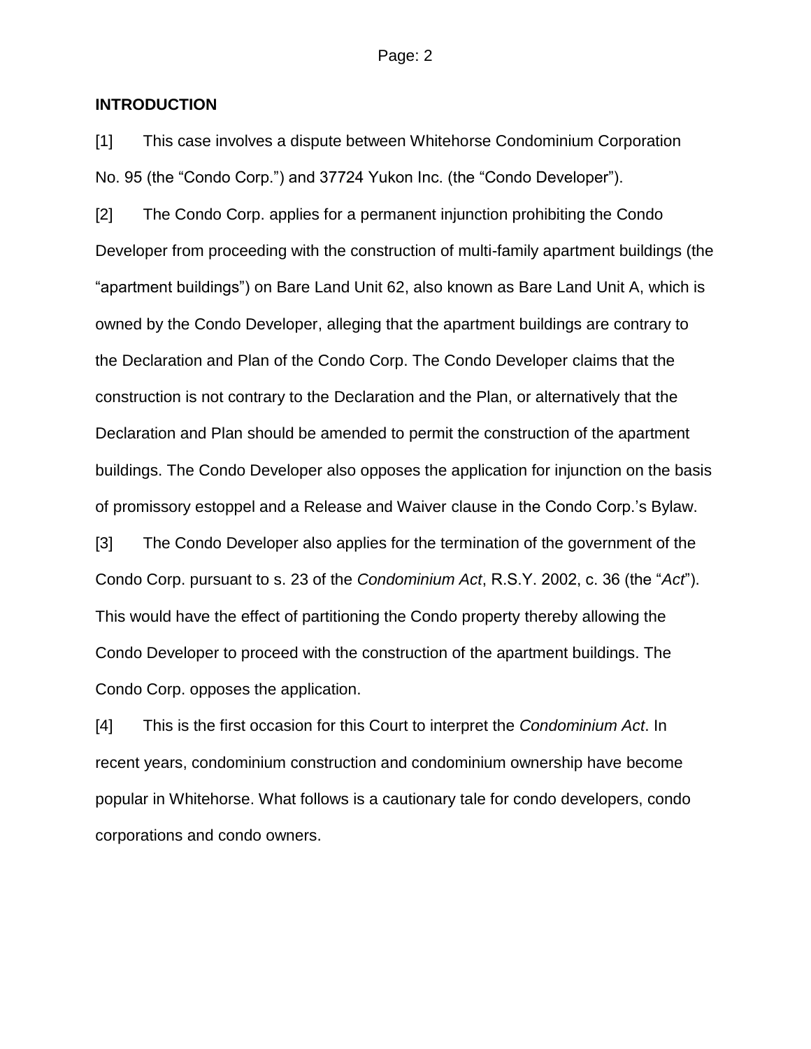## INTRODUCTION

[1] This case involves a dispute between Whitehorse Condominium Corporation No. 95 (the "Condo Corp.") and 37724 Yukon Inc. (the "Condo Developer").

[2] The Condo Corp. applies for a permanent injunction prohibiting the Condo Developer from proceeding with the construction of multi-family apartment buildings (the "apartment buildings") on Bare Land Unit 62, also known as Bare Land Unit A, which is owned by the Condo Developer, alleging that the apartment buildings are contrary to the Declaration and Plan of the Condo Corp. The Condo Developer claims that the construction is not contrary to the Declaration and the Plan, or alternatively that the Declaration and Plan should be amended to permit the construction of the apartment buildings. The Condo Developer also opposes the application for injunction on the basis of promissory estoppel and a Release and Waiver clause in the Condo Corp.'s Bylaw.

[3] The Condo Developer also applies for the termination of the government of the Condo Corp. pursuant to s. 23 of the *Condominium Act*, R.S.Y. 2002, c. 36 (the "*Act*"). This would have the effect of partitioning the Condo property thereby allowing the Condo Developer to proceed with the construction of the apartment buildings. The Condo Corp. opposes the application.

[4] This is the first occasion for this Court to interpret the *Condominium Act*. In recent years, condominium construction and condominium ownership have become popular in Whitehorse. What follows is a cautionary tale for condo developers, condo corporations and condo owners.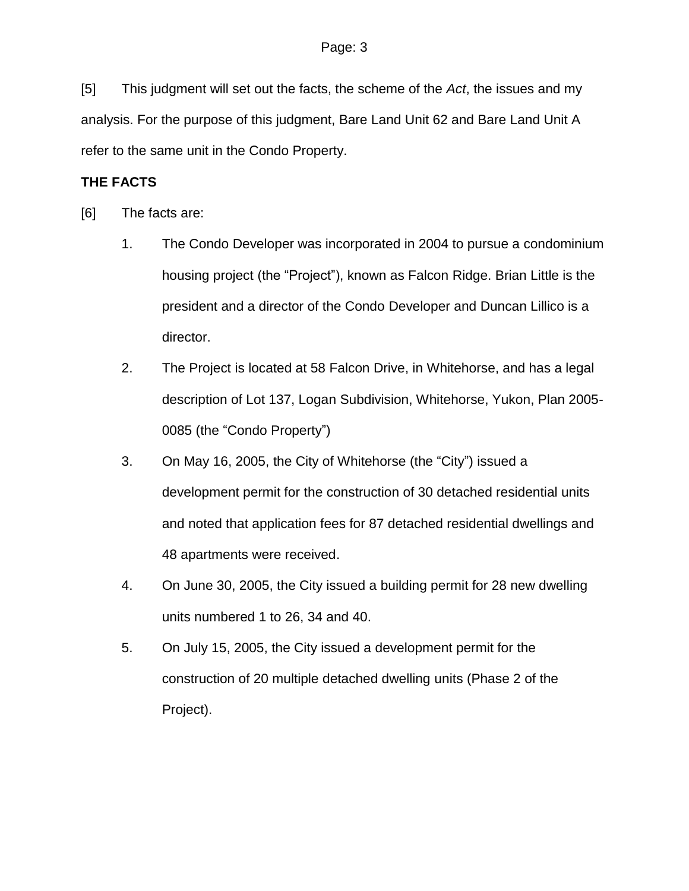[5] This judgment will set out the facts, the scheme of the *Act*, the issues and my analysis. For the purpose of this judgment, Bare Land Unit 62 and Bare Land Unit A refer to the same unit in the Condo Property.

**THE FACTS**

[6] The facts are:

1. The Condo Developer was incorporated in 2004 to pursue a condominium housing project (the "Project"), known as Falcon Ridge. Brian Little is the president and a director of the Condo Developer and Duncan Lillico is a director.

2. The Project is located at 58 Falcon Drive, in Whitehorse, and has a legal description of Lot 137, Logan Subdivision, Whitehorse, Yukon, Plan 2005-0085 (the "Condo Property")

3. On May 16, 2005, the City of Whitehorse (the "City") issued a development permit for the construction of 30 detached residential units and noted that application fees for 87 detached residential dwellings and 48 apartments were received.

4. On June 30, 2005, the City issued a building permit for 28 new dwelling units numbered 1 to 26, 34 and 40.

5. On July 15, 2005, the City issued a development permit for the construction of 20 multiple detached dwelling units (Phase 2 of the Project).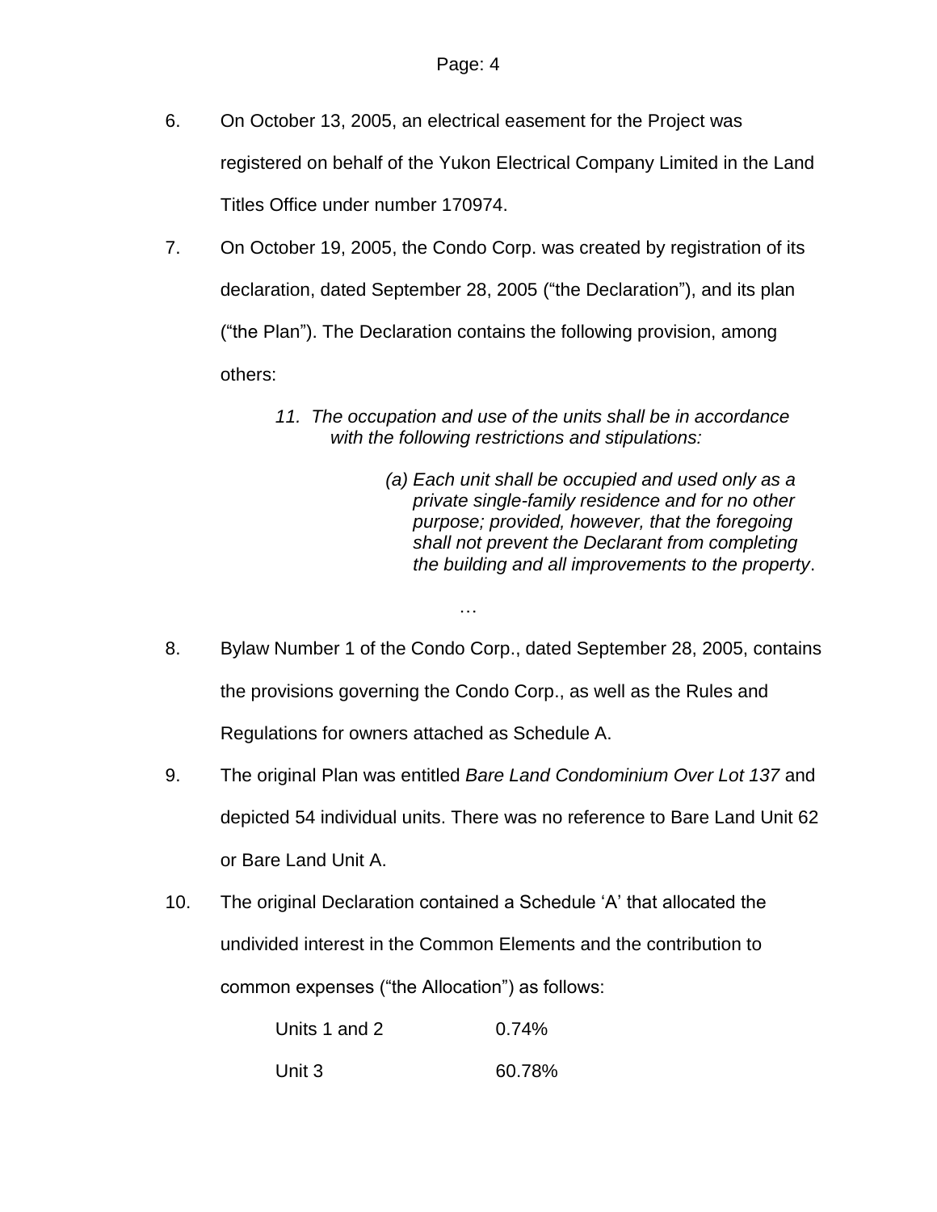6. On October 13, 2005, an electrical easement for the Project was registered on behalf of the Yukon Electrical Company Limited in the Land Titles Office under number 170974.

7. On October 19, 2005, the Condo Corp. was created by registration of its declaration, dated September 28, 2005 ("the Declaration"), and its plan ("the Plan"). The Declaration contains the following provision, among others:

> *11. The occupation and use of the units shall be in accordance with the following restrictions and stipulations:*
>
> > *(a) Each unit shall be occupied and used only as a private single-family residence and for no other purpose; provided, however, that the foregoing shall not prevent the Declarant from completing the building and all improvements to the property*.
>
> …

8. Bylaw Number 1 of the Condo Corp., dated September 28, 2005, contains the provisions governing the Condo Corp., as well as the Rules and Regulations for owners attached as Schedule A.

9. The original Plan was entitled *Bare Land Condominium Over Lot 137* and depicted 54 individual units. There was no reference to Bare Land Unit 62 or Bare Land Unit A.

10. The original Declaration contained a Schedule 'A' that allocated the undivided interest in the Common Elements and the contribution to common expenses ("the Allocation") as follows:

| | |
|---|---|
| Units 1 and 2 | 0.74% |
| Unit 3 | 60.78% |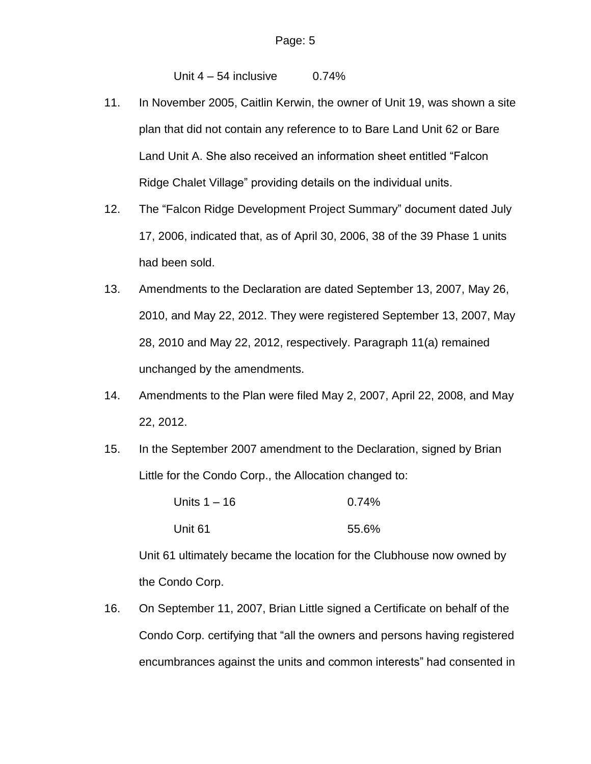Unit 4 – 54 inclusive 0.74%

11. In November 2005, Caitlin Kerwin, the owner of Unit 19, was shown a site plan that did not contain any reference to to Bare Land Unit 62 or Bare Land Unit A. She also received an information sheet entitled "Falcon Ridge Chalet Village" providing details on the individual units.

12. The "Falcon Ridge Development Project Summary" document dated July 17, 2006, indicated that, as of April 30, 2006, 38 of the 39 Phase 1 units had been sold.

13. Amendments to the Declaration are dated September 13, 2007, May 26, 2010, and May 22, 2012. They were registered September 13, 2007, May 28, 2010 and May 22, 2012, respectively. Paragraph 11(a) remained unchanged by the amendments.

14. Amendments to the Plan were filed May 2, 2007, April 22, 2008, and May 22, 2012.

15. In the September 2007 amendment to the Declaration, signed by Brian Little for the Condo Corp., the Allocation changed to:

| | |
|---|---|
| Units 1 – 16 | 0.74% |
| Unit 61 | 55.6% |

Unit 61 ultimately became the location for the Clubhouse now owned by the Condo Corp.

16. On September 11, 2007, Brian Little signed a Certificate on behalf of the Condo Corp. certifying that "all the owners and persons having registered encumbrances against the units and common interests" had consented in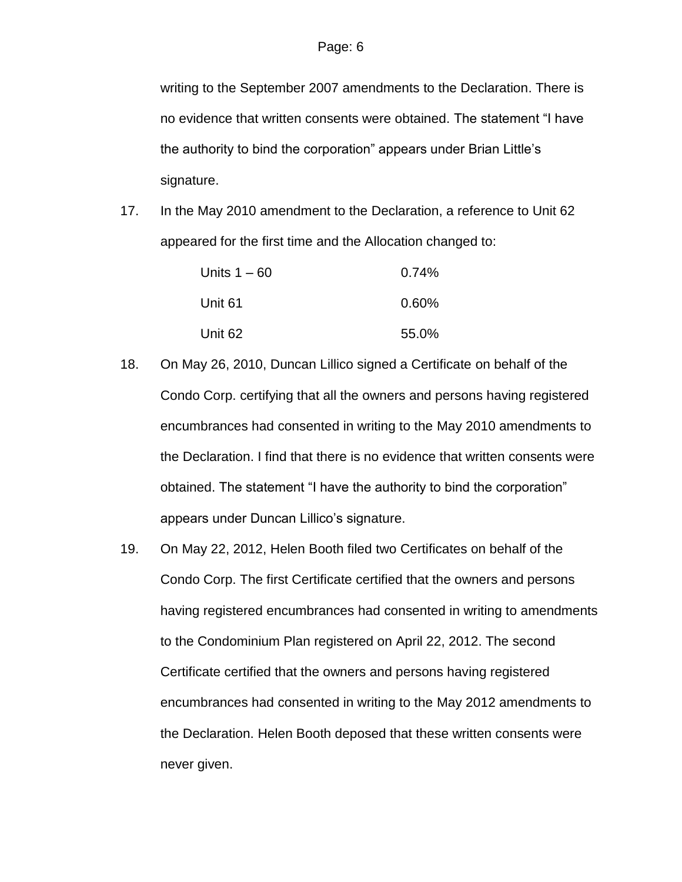writing to the September 2007 amendments to the Declaration. There is no evidence that written consents were obtained. The statement "I have the authority to bind the corporation" appears under Brian Little's signature.

17. In the May 2010 amendment to the Declaration, a reference to Unit 62 appeared for the first time and the Allocation changed to:

| | |
|---|---|
| Units 1 – 60 | 0.74% |
| Unit 61 | 0.60% |
| Unit 62 | 55.0% |

18. On May 26, 2010, Duncan Lillico signed a Certificate on behalf of the Condo Corp. certifying that all the owners and persons having registered encumbrances had consented in writing to the May 2010 amendments to the Declaration. I find that there is no evidence that written consents were obtained. The statement "I have the authority to bind the corporation" appears under Duncan Lillico's signature.

19. On May 22, 2012, Helen Booth filed two Certificates on behalf of the Condo Corp. The first Certificate certified that the owners and persons having registered encumbrances had consented in writing to amendments to the Condominium Plan registered on April 22, 2012. The second Certificate certified that the owners and persons having registered encumbrances had consented in writing to the May 2012 amendments to the Declaration. Helen Booth deposed that these written consents were never given.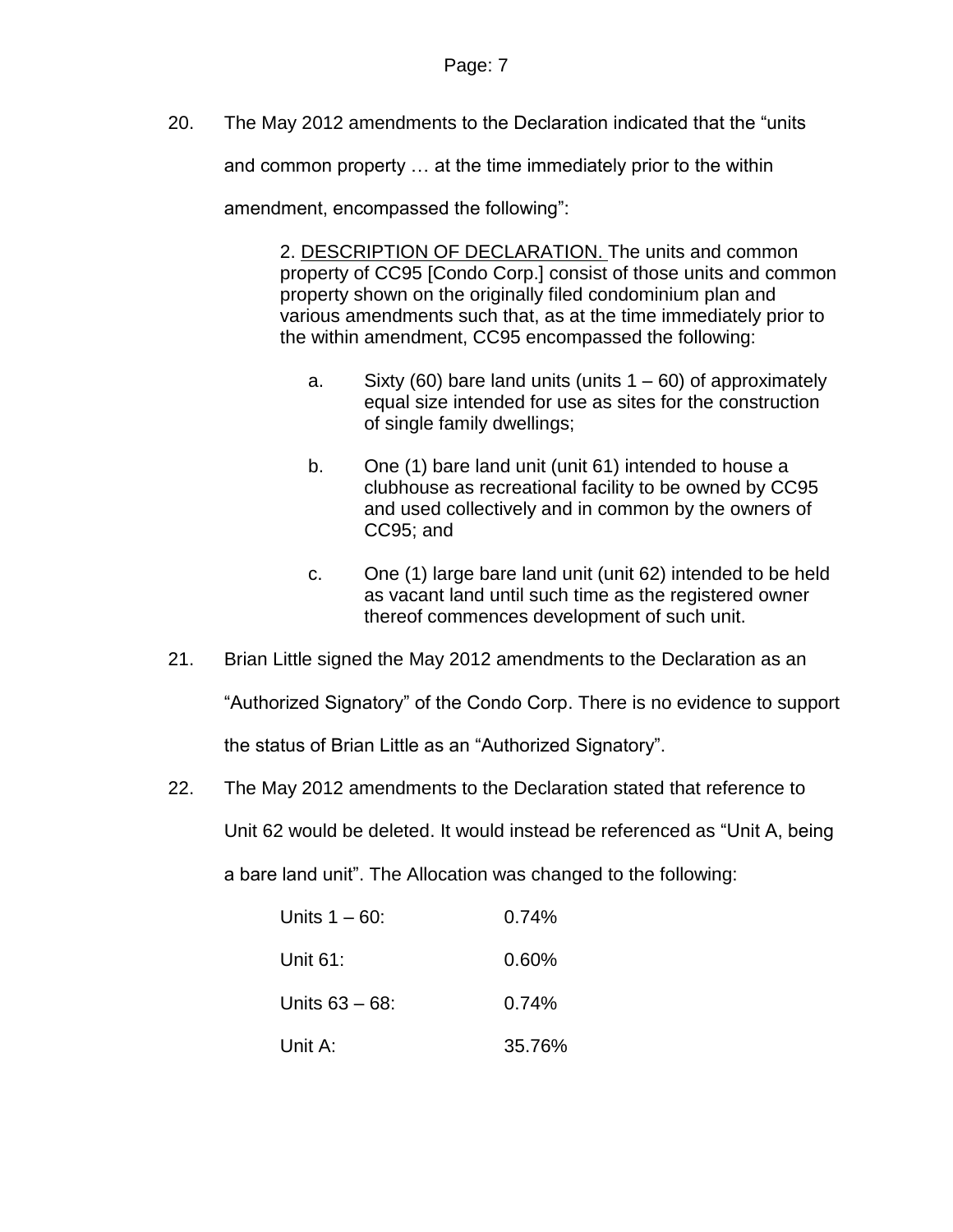20. The May 2012 amendments to the Declaration indicated that the "units and common property … at the time immediately prior to the within amendment, encompassed the following":

> 2. <u>DESCRIPTION OF DECLARATION.</u> The units and common property of CC95 [Condo Corp.] consist of those units and common property shown on the originally filed condominium plan and various amendments such that, as at the time immediately prior to the within amendment, CC95 encompassed the following:
>
> a. Sixty (60) bare land units (units 1 – 60) of approximately equal size intended for use as sites for the construction of single family dwellings;
>
> b. One (1) bare land unit (unit 61) intended to house a clubhouse as recreational facility to be owned by CC95 and used collectively and in common by the owners of CC95; and
>
> c. One (1) large bare land unit (unit 62) intended to be held as vacant land until such time as the registered owner thereof commences development of such unit.

21. Brian Little signed the May 2012 amendments to the Declaration as an "Authorized Signatory" of the Condo Corp. There is no evidence to support the status of Brian Little as an "Authorized Signatory".

22. The May 2012 amendments to the Declaration stated that reference to Unit 62 would be deleted. It would instead be referenced as "Unit A, being a bare land unit". The Allocation was changed to the following:

| | |
|---|---|
| Units 1 – 60: | 0.74% |
| Unit 61: | 0.60% |
| Units 63 – 68: | 0.74% |
| Unit A: | 35.76% |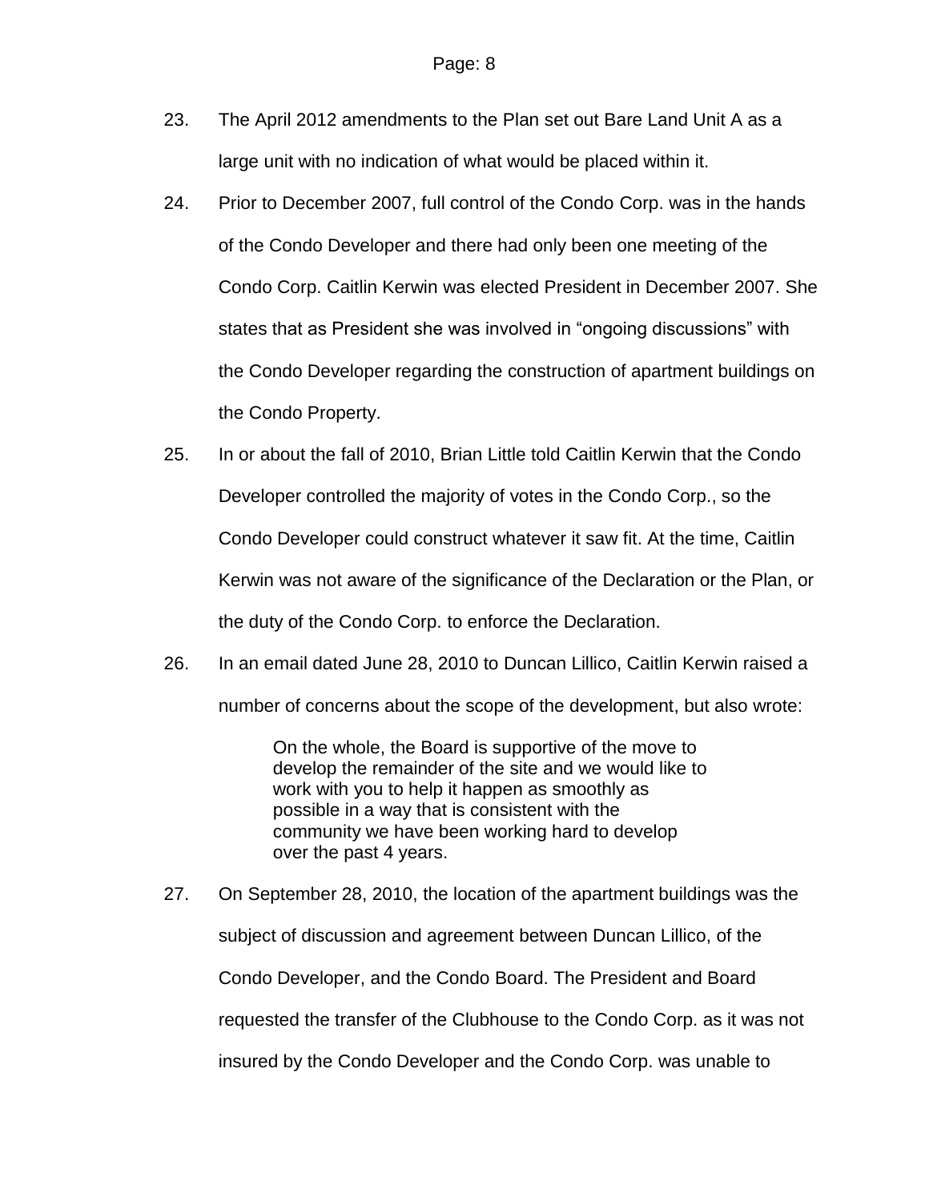23. The April 2012 amendments to the Plan set out Bare Land Unit A as a large unit with no indication of what would be placed within it.

24. Prior to December 2007, full control of the Condo Corp. was in the hands of the Condo Developer and there had only been one meeting of the Condo Corp. Caitlin Kerwin was elected President in December 2007. She states that as President she was involved in "ongoing discussions" with the Condo Developer regarding the construction of apartment buildings on the Condo Property.

25. In or about the fall of 2010, Brian Little told Caitlin Kerwin that the Condo Developer controlled the majority of votes in the Condo Corp., so the Condo Developer could construct whatever it saw fit. At the time, Caitlin Kerwin was not aware of the significance of the Declaration or the Plan, or the duty of the Condo Corp. to enforce the Declaration.

26. In an email dated June 28, 2010 to Duncan Lillico, Caitlin Kerwin raised a number of concerns about the scope of the development, but also wrote:

> On the whole, the Board is supportive of the move to develop the remainder of the site and we would like to work with you to help it happen as smoothly as possible in a way that is consistent with the community we have been working hard to develop over the past 4 years.

27. On September 28, 2010, the location of the apartment buildings was the subject of discussion and agreement between Duncan Lillico, of the Condo Developer, and the Condo Board. The President and Board requested the transfer of the Clubhouse to the Condo Corp. as it was not insured by the Condo Developer and the Condo Corp. was unable to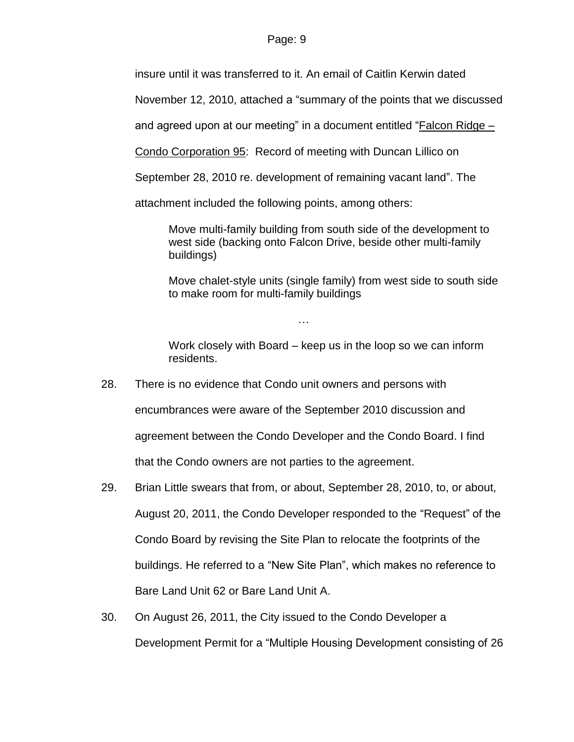insure until it was transferred to it. An email of Caitlin Kerwin dated November 12, 2010, attached a "summary of the points that we discussed and agreed upon at our meeting" in a document entitled "Falcon Ridge – Condo Corporation 95: Record of meeting with Duncan Lillico on September 28, 2010 re. development of remaining vacant land". The attachment included the following points, among others:

> Move multi-family building from south side of the development to west side (backing onto Falcon Drive, beside other multi-family buildings)
>
> Move chalet-style units (single family) from west side to south side to make room for multi-family buildings
>
> …
>
> Work closely with Board – keep us in the loop so we can inform residents.

28. There is no evidence that Condo unit owners and persons with encumbrances were aware of the September 2010 discussion and agreement between the Condo Developer and the Condo Board. I find that the Condo owners are not parties to the agreement.

29. Brian Little swears that from, or about, September 28, 2010, to, or about, August 20, 2011, the Condo Developer responded to the "Request" of the Condo Board by revising the Site Plan to relocate the footprints of the buildings. He referred to a "New Site Plan", which makes no reference to Bare Land Unit 62 or Bare Land Unit A.

30. On August 26, 2011, the City issued to the Condo Developer a Development Permit for a "Multiple Housing Development consisting of 26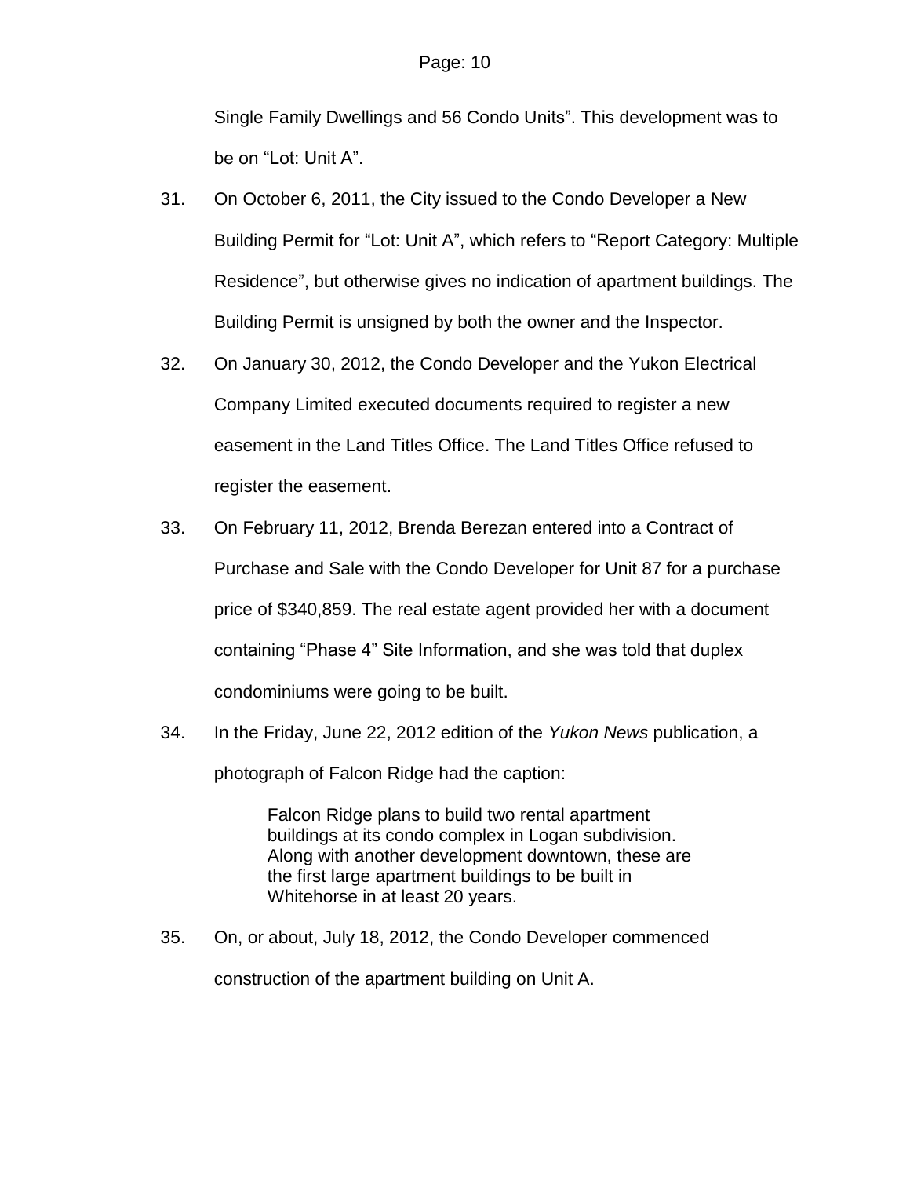Single Family Dwellings and 56 Condo Units". This development was to be on "Lot: Unit A".

31. On October 6, 2011, the City issued to the Condo Developer a New Building Permit for "Lot: Unit A", which refers to "Report Category: Multiple Residence", but otherwise gives no indication of apartment buildings. The Building Permit is unsigned by both the owner and the Inspector.

32. On January 30, 2012, the Condo Developer and the Yukon Electrical Company Limited executed documents required to register a new easement in the Land Titles Office. The Land Titles Office refused to register the easement.

33. On February 11, 2012, Brenda Berezan entered into a Contract of Purchase and Sale with the Condo Developer for Unit 87 for a purchase price of $340,859. The real estate agent provided her with a document containing "Phase 4" Site Information, and she was told that duplex condominiums were going to be built.

34. In the Friday, June 22, 2012 edition of the *Yukon News* publication, a photograph of Falcon Ridge had the caption:

> Falcon Ridge plans to build two rental apartment buildings at its condo complex in Logan subdivision. Along with another development downtown, these are the first large apartment buildings to be built in Whitehorse in at least 20 years.

35. On, or about, July 18, 2012, the Condo Developer commenced construction of the apartment building on Unit A.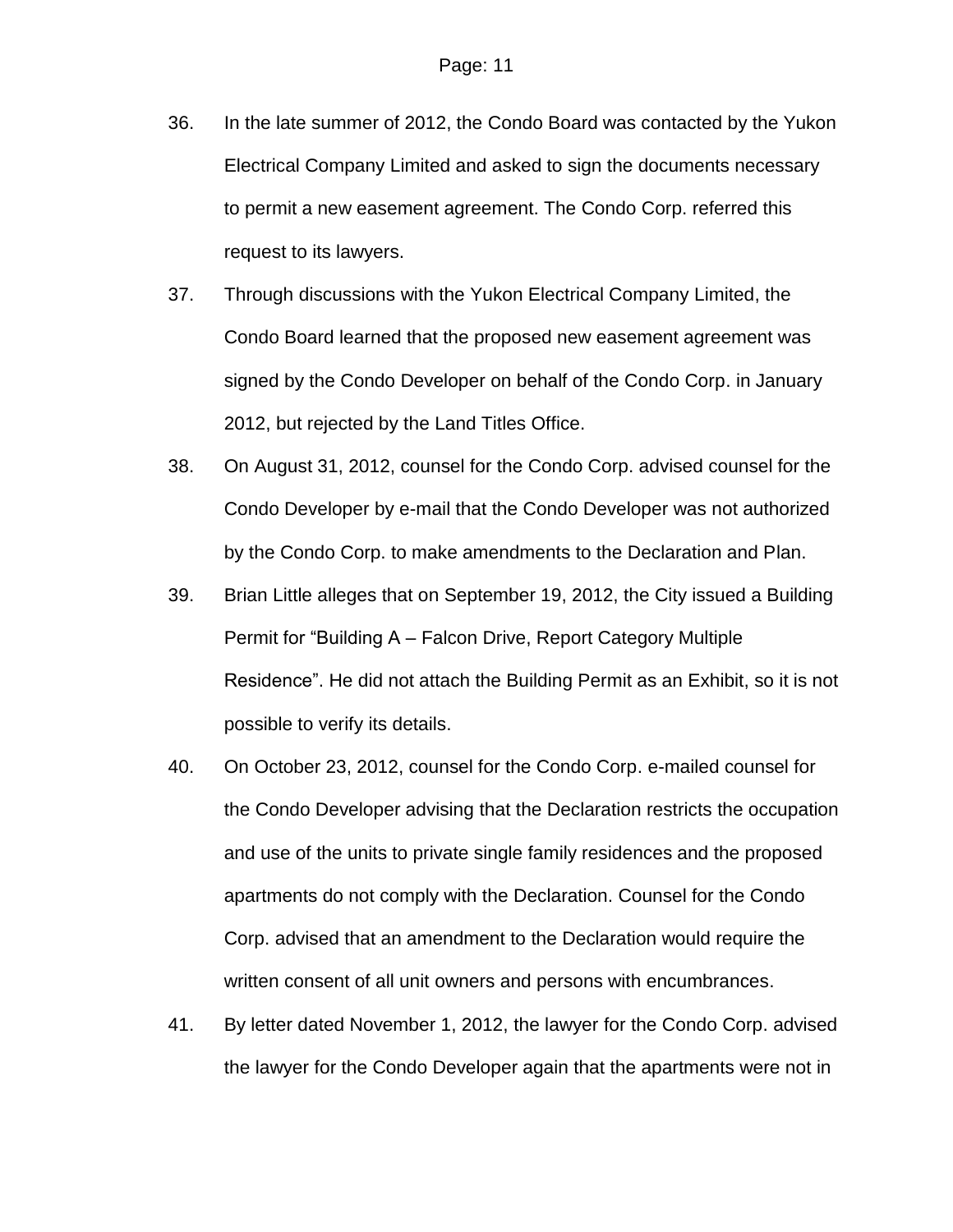36. In the late summer of 2012, the Condo Board was contacted by the Yukon Electrical Company Limited and asked to sign the documents necessary to permit a new easement agreement. The Condo Corp. referred this request to its lawyers.

37. Through discussions with the Yukon Electrical Company Limited, the Condo Board learned that the proposed new easement agreement was signed by the Condo Developer on behalf of the Condo Corp. in January 2012, but rejected by the Land Titles Office.

38. On August 31, 2012, counsel for the Condo Corp. advised counsel for the Condo Developer by e-mail that the Condo Developer was not authorized by the Condo Corp. to make amendments to the Declaration and Plan.

39. Brian Little alleges that on September 19, 2012, the City issued a Building Permit for "Building A – Falcon Drive, Report Category Multiple Residence". He did not attach the Building Permit as an Exhibit, so it is not possible to verify its details.

40. On October 23, 2012, counsel for the Condo Corp. e-mailed counsel for the Condo Developer advising that the Declaration restricts the occupation and use of the units to private single family residences and the proposed apartments do not comply with the Declaration. Counsel for the Condo Corp. advised that an amendment to the Declaration would require the written consent of all unit owners and persons with encumbrances.

41. By letter dated November 1, 2012, the lawyer for the Condo Corp. advised the lawyer for the Condo Developer again that the apartments were not in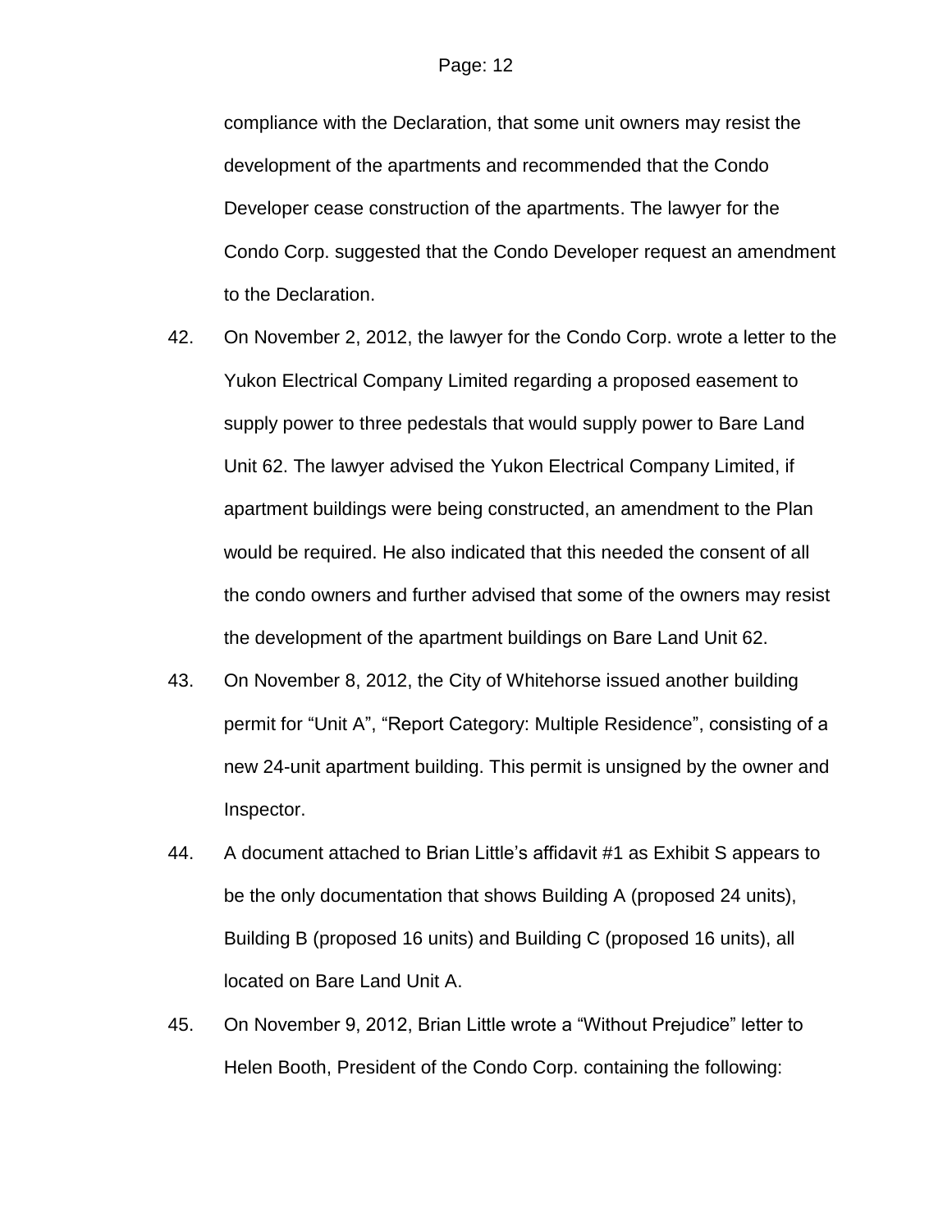compliance with the Declaration, that some unit owners may resist the development of the apartments and recommended that the Condo Developer cease construction of the apartments. The lawyer for the Condo Corp. suggested that the Condo Developer request an amendment to the Declaration.

42. On November 2, 2012, the lawyer for the Condo Corp. wrote a letter to the Yukon Electrical Company Limited regarding a proposed easement to supply power to three pedestals that would supply power to Bare Land Unit 62. The lawyer advised the Yukon Electrical Company Limited, if apartment buildings were being constructed, an amendment to the Plan would be required. He also indicated that this needed the consent of all the condo owners and further advised that some of the owners may resist the development of the apartment buildings on Bare Land Unit 62.

43. On November 8, 2012, the City of Whitehorse issued another building permit for "Unit A", "Report Category: Multiple Residence", consisting of a new 24-unit apartment building. This permit is unsigned by the owner and Inspector.

44. A document attached to Brian Little's affidavit #1 as Exhibit S appears to be the only documentation that shows Building A (proposed 24 units), Building B (proposed 16 units) and Building C (proposed 16 units), all located on Bare Land Unit A.

45. On November 9, 2012, Brian Little wrote a "Without Prejudice" letter to Helen Booth, President of the Condo Corp. containing the following: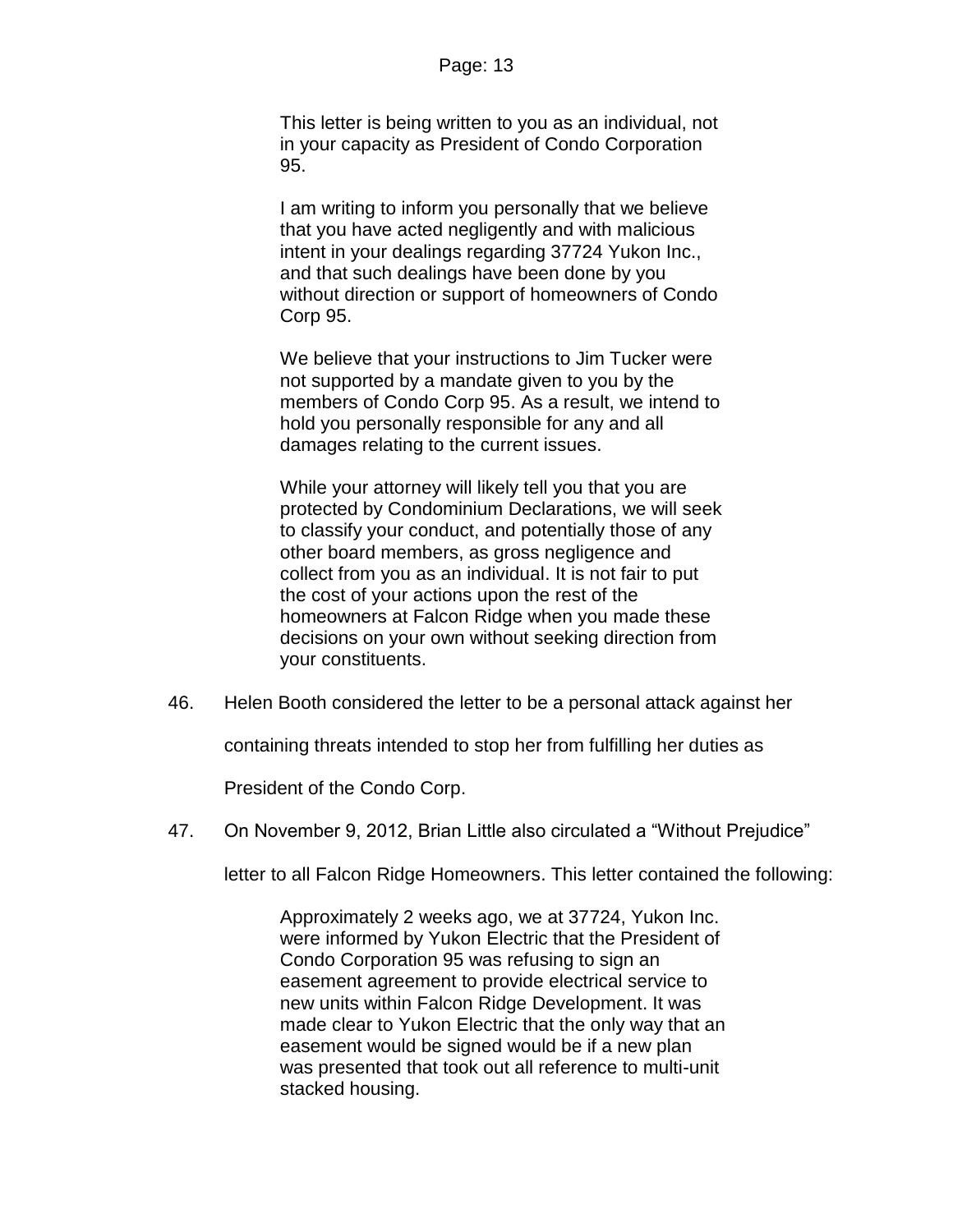> This letter is being written to you as an individual, not in your capacity as President of Condo Corporation 95.
>
> I am writing to inform you personally that we believe that you have acted negligently and with malicious intent in your dealings regarding 37724 Yukon Inc., and that such dealings have been done by you without direction or support of homeowners of Condo Corp 95.
>
> We believe that your instructions to Jim Tucker were not supported by a mandate given to you by the members of Condo Corp 95. As a result, we intend to hold you personally responsible for any and all damages relating to the current issues.
>
> While your attorney will likely tell you that you are protected by Condominium Declarations, we will seek to classify your conduct, and potentially those of any other board members, as gross negligence and collect from you as an individual. It is not fair to put the cost of your actions upon the rest of the homeowners at Falcon Ridge when you made these decisions on your own without seeking direction from your constituents.

46. Helen Booth considered the letter to be a personal attack against her containing threats intended to stop her from fulfilling her duties as President of the Condo Corp.

47. On November 9, 2012, Brian Little also circulated a "Without Prejudice" letter to all Falcon Ridge Homeowners. This letter contained the following:

> Approximately 2 weeks ago, we at 37724, Yukon Inc. were informed by Yukon Electric that the President of Condo Corporation 95 was refusing to sign an easement agreement to provide electrical service to new units within Falcon Ridge Development. It was made clear to Yukon Electric that the only way that an easement would be signed would be if a new plan was presented that took out all reference to multi-unit stacked housing.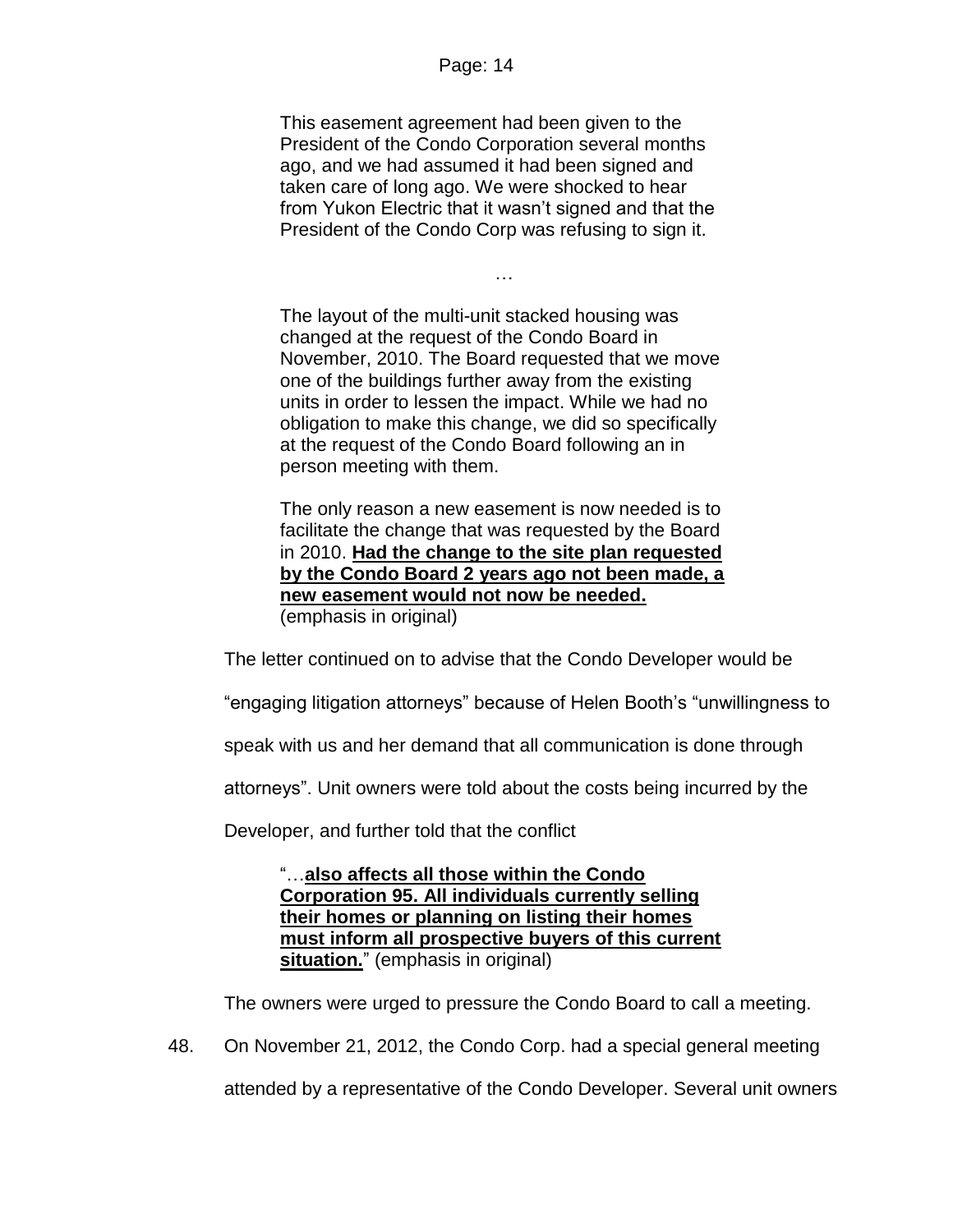> This easement agreement had been given to the President of the Condo Corporation several months ago, and we had assumed it had been signed and taken care of long ago. We were shocked to hear from Yukon Electric that it wasn't signed and that the President of the Condo Corp was refusing to sign it.
>
> …
>
> The layout of the multi-unit stacked housing was changed at the request of the Condo Board in November, 2010. The Board requested that we move one of the buildings further away from the existing units in order to lessen the impact. While we had no obligation to make this change, we did so specifically at the request of the Condo Board following an in person meeting with them.
>
> The only reason a new easement is now needed is to facilitate the change that was requested by the Board in 2010. <u>**Had the change to the site plan requested by the Condo Board 2 years ago not been made, a new easement would not now be needed.**</u> (emphasis in original)

The letter continued on to advise that the Condo Developer would be "engaging litigation attorneys" because of Helen Booth's "unwillingness to speak with us and her demand that all communication is done through attorneys". Unit owners were told about the costs being incurred by the Developer, and further told that the conflict

> "…<u>**also affects all those within the Condo Corporation 95. All individuals currently selling their homes or planning on listing their homes must inform all prospective buyers of this current situation.**</u>" (emphasis in original)

The owners were urged to pressure the Condo Board to call a meeting.

48. On November 21, 2012, the Condo Corp. had a special general meeting attended by a representative of the Condo Developer. Several unit owners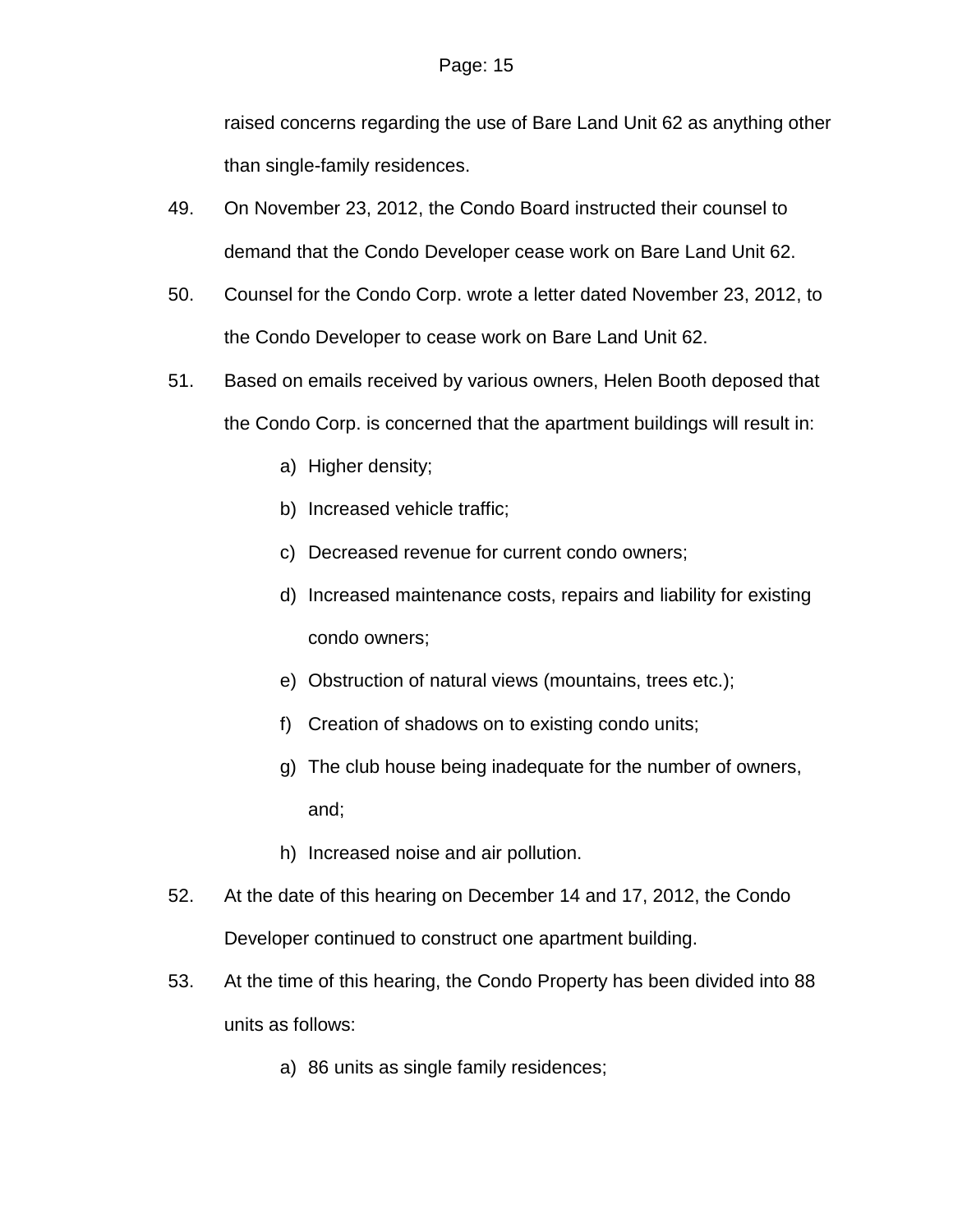raised concerns regarding the use of Bare Land Unit 62 as anything other than single-family residences.

49. On November 23, 2012, the Condo Board instructed their counsel to demand that the Condo Developer cease work on Bare Land Unit 62.

50. Counsel for the Condo Corp. wrote a letter dated November 23, 2012, to the Condo Developer to cease work on Bare Land Unit 62.

51. Based on emails received by various owners, Helen Booth deposed that the Condo Corp. is concerned that the apartment buildings will result in:

    a) Higher density;

    b) Increased vehicle traffic;

    c) Decreased revenue for current condo owners;

    d) Increased maintenance costs, repairs and liability for existing condo owners;

    e) Obstruction of natural views (mountains, trees etc.);

    f) Creation of shadows on to existing condo units;

    g) The club house being inadequate for the number of owners, and;

    h) Increased noise and air pollution.

52. At the date of this hearing on December 14 and 17, 2012, the Condo Developer continued to construct one apartment building.

53. At the time of this hearing, the Condo Property has been divided into 88 units as follows:

    a) 86 units as single family residences;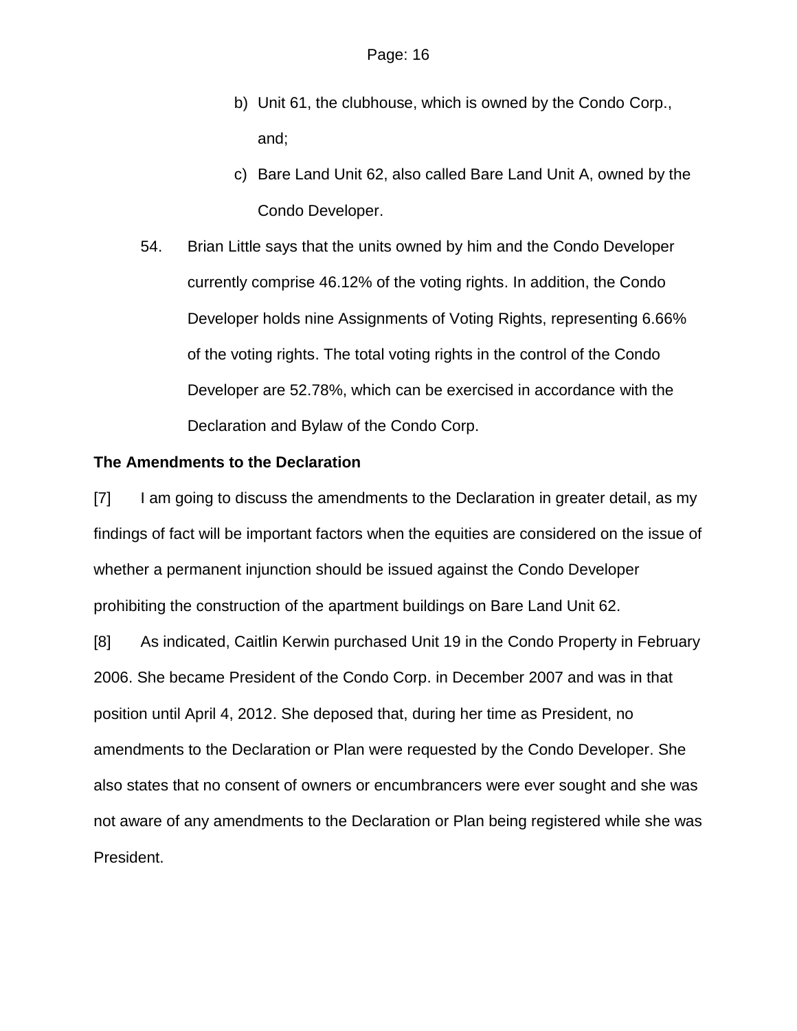b) Unit 61, the clubhouse, which is owned by the Condo Corp., and;

c) Bare Land Unit 62, also called Bare Land Unit A, owned by the Condo Developer.

54. Brian Little says that the units owned by him and the Condo Developer currently comprise 46.12% of the voting rights. In addition, the Condo Developer holds nine Assignments of Voting Rights, representing 6.66% of the voting rights. The total voting rights in the control of the Condo Developer are 52.78%, which can be exercised in accordance with the Declaration and Bylaw of the Condo Corp.

**The Amendments to the Declaration**

[7] I am going to discuss the amendments to the Declaration in greater detail, as my findings of fact will be important factors when the equities are considered on the issue of whether a permanent injunction should be issued against the Condo Developer prohibiting the construction of the apartment buildings on Bare Land Unit 62.

[8] As indicated, Caitlin Kerwin purchased Unit 19 in the Condo Property in February 2006. She became President of the Condo Corp. in December 2007 and was in that position until April 4, 2012. She deposed that, during her time as President, no amendments to the Declaration or Plan were requested by the Condo Developer. She also states that no consent of owners or encumbrancers were ever sought and she was not aware of any amendments to the Declaration or Plan being registered while she was President.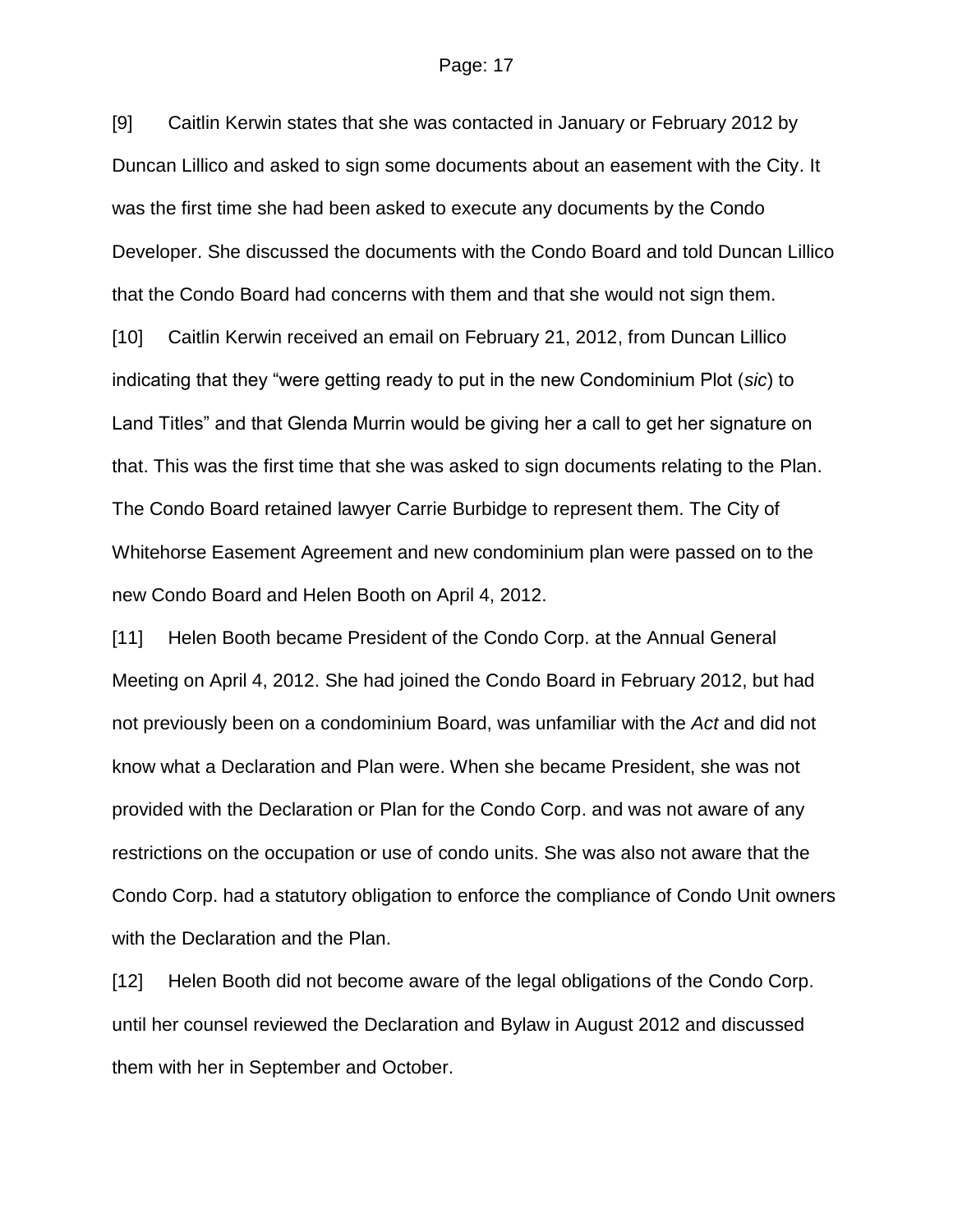[9] Caitlin Kerwin states that she was contacted in January or February 2012 by Duncan Lillico and asked to sign some documents about an easement with the City. It was the first time she had been asked to execute any documents by the Condo Developer. She discussed the documents with the Condo Board and told Duncan Lillico that the Condo Board had concerns with them and that she would not sign them.

[10] Caitlin Kerwin received an email on February 21, 2012, from Duncan Lillico indicating that they "were getting ready to put in the new Condominium Plot (*sic*) to Land Titles" and that Glenda Murrin would be giving her a call to get her signature on that. This was the first time that she was asked to sign documents relating to the Plan. The Condo Board retained lawyer Carrie Burbidge to represent them. The City of Whitehorse Easement Agreement and new condominium plan were passed on to the new Condo Board and Helen Booth on April 4, 2012.

[11] Helen Booth became President of the Condo Corp. at the Annual General Meeting on April 4, 2012. She had joined the Condo Board in February 2012, but had not previously been on a condominium Board, was unfamiliar with the *Act* and did not know what a Declaration and Plan were. When she became President, she was not provided with the Declaration or Plan for the Condo Corp. and was not aware of any restrictions on the occupation or use of condo units. She was also not aware that the Condo Corp. had a statutory obligation to enforce the compliance of Condo Unit owners with the Declaration and the Plan.

[12] Helen Booth did not become aware of the legal obligations of the Condo Corp. until her counsel reviewed the Declaration and Bylaw in August 2012 and discussed them with her in September and October.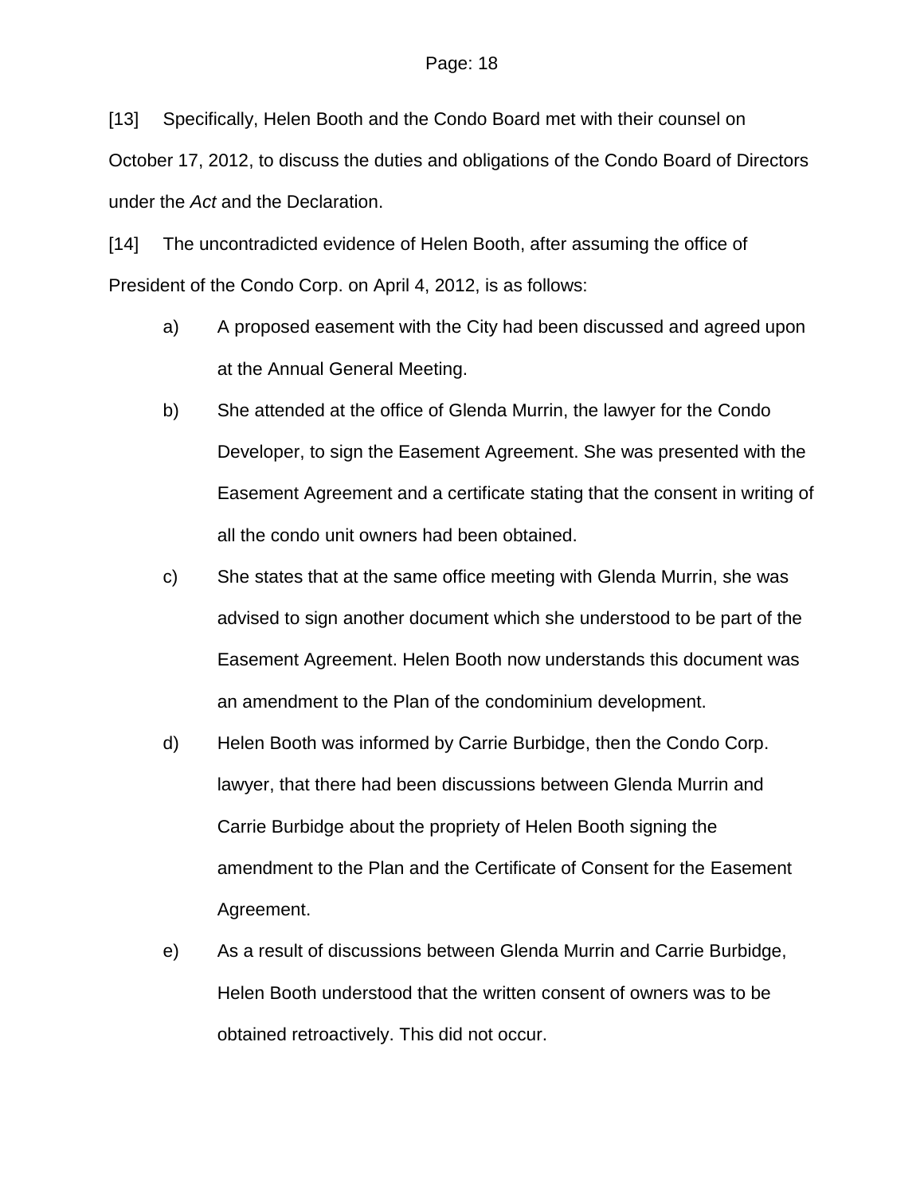[13] Specifically, Helen Booth and the Condo Board met with their counsel on October 17, 2012, to discuss the duties and obligations of the Condo Board of Directors under the *Act* and the Declaration.

[14] The uncontradicted evidence of Helen Booth, after assuming the office of President of the Condo Corp. on April 4, 2012, is as follows:

a) A proposed easement with the City had been discussed and agreed upon at the Annual General Meeting.

b) She attended at the office of Glenda Murrin, the lawyer for the Condo Developer, to sign the Easement Agreement. She was presented with the Easement Agreement and a certificate stating that the consent in writing of all the condo unit owners had been obtained.

c) She states that at the same office meeting with Glenda Murrin, she was advised to sign another document which she understood to be part of the Easement Agreement. Helen Booth now understands this document was an amendment to the Plan of the condominium development.

d) Helen Booth was informed by Carrie Burbidge, then the Condo Corp. lawyer, that there had been discussions between Glenda Murrin and Carrie Burbidge about the propriety of Helen Booth signing the amendment to the Plan and the Certificate of Consent for the Easement Agreement.

e) As a result of discussions between Glenda Murrin and Carrie Burbidge, Helen Booth understood that the written consent of owners was to be obtained retroactively. This did not occur.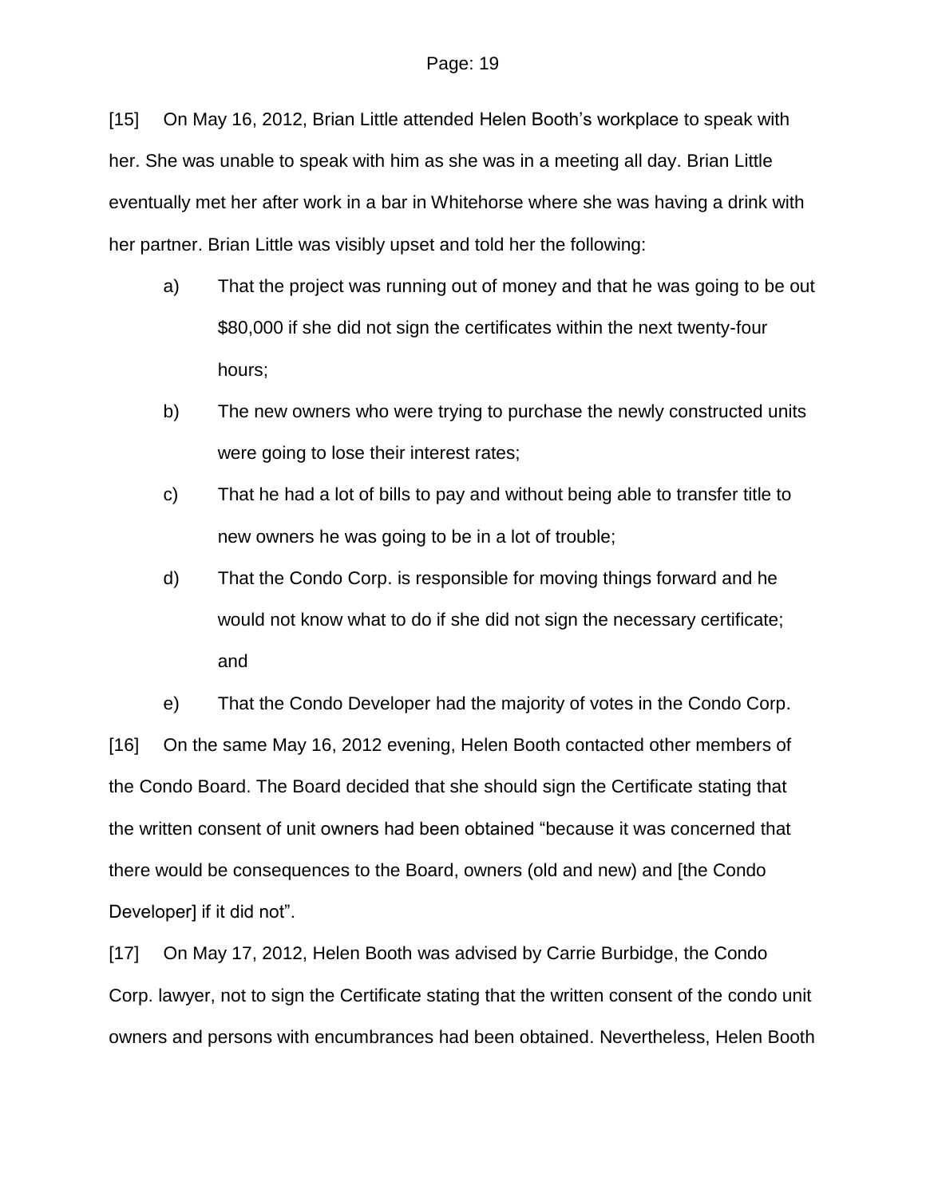[15] On May 16, 2012, Brian Little attended Helen Booth's workplace to speak with her. She was unable to speak with him as she was in a meeting all day. Brian Little eventually met her after work in a bar in Whitehorse where she was having a drink with her partner. Brian Little was visibly upset and told her the following:

a) That the project was running out of money and that he was going to be out $80,000 if she did not sign the certificates within the next twenty-four hours;

b) The new owners who were trying to purchase the newly constructed units were going to lose their interest rates;

c) That he had a lot of bills to pay and without being able to transfer title to new owners he was going to be in a lot of trouble;

d) That the Condo Corp. is responsible for moving things forward and he would not know what to do if she did not sign the necessary certificate; and

e) That the Condo Developer had the majority of votes in the Condo Corp.

[16] On the same May 16, 2012 evening, Helen Booth contacted other members of the Condo Board. The Board decided that she should sign the Certificate stating that the written consent of unit owners had been obtained "because it was concerned that there would be consequences to the Board, owners (old and new) and [the Condo Developer] if it did not".

[17] On May 17, 2012, Helen Booth was advised by Carrie Burbidge, the Condo Corp. lawyer, not to sign the Certificate stating that the written consent of the condo unit owners and persons with encumbrances had been obtained. Nevertheless, Helen Booth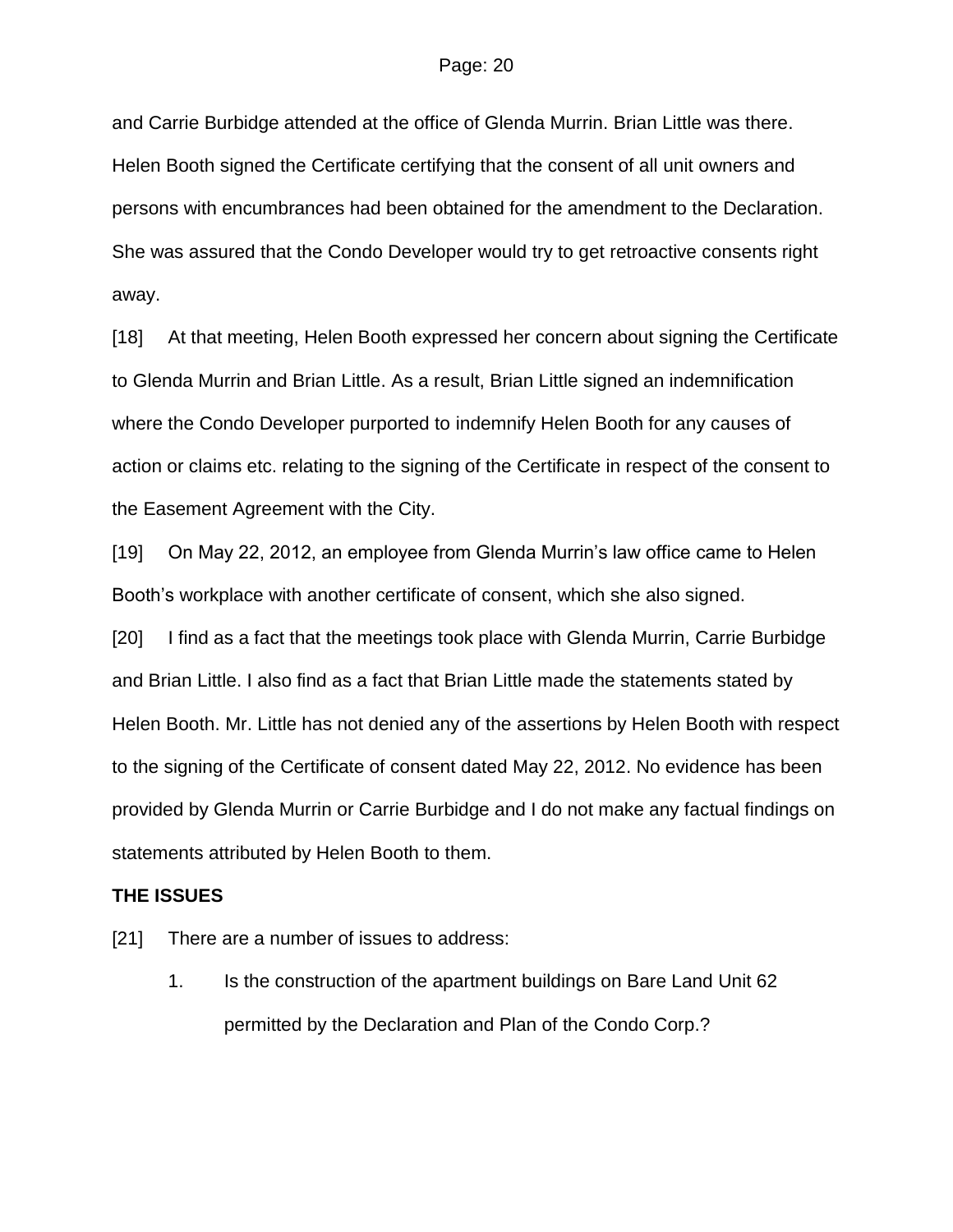and Carrie Burbidge attended at the office of Glenda Murrin. Brian Little was there. Helen Booth signed the Certificate certifying that the consent of all unit owners and persons with encumbrances had been obtained for the amendment to the Declaration. She was assured that the Condo Developer would try to get retroactive consents right away.

[18] At that meeting, Helen Booth expressed her concern about signing the Certificate to Glenda Murrin and Brian Little. As a result, Brian Little signed an indemnification where the Condo Developer purported to indemnify Helen Booth for any causes of action or claims etc. relating to the signing of the Certificate in respect of the consent to the Easement Agreement with the City.

[19] On May 22, 2012, an employee from Glenda Murrin's law office came to Helen Booth's workplace with another certificate of consent, which she also signed.

[20] I find as a fact that the meetings took place with Glenda Murrin, Carrie Burbidge and Brian Little. I also find as a fact that Brian Little made the statements stated by Helen Booth. Mr. Little has not denied any of the assertions by Helen Booth with respect to the signing of the Certificate of consent dated May 22, 2012. No evidence has been provided by Glenda Murrin or Carrie Burbidge and I do not make any factual findings on statements attributed by Helen Booth to them.

**THE ISSUES**

[21] There are a number of issues to address:

1. Is the construction of the apartment buildings on Bare Land Unit 62 permitted by the Declaration and Plan of the Condo Corp.?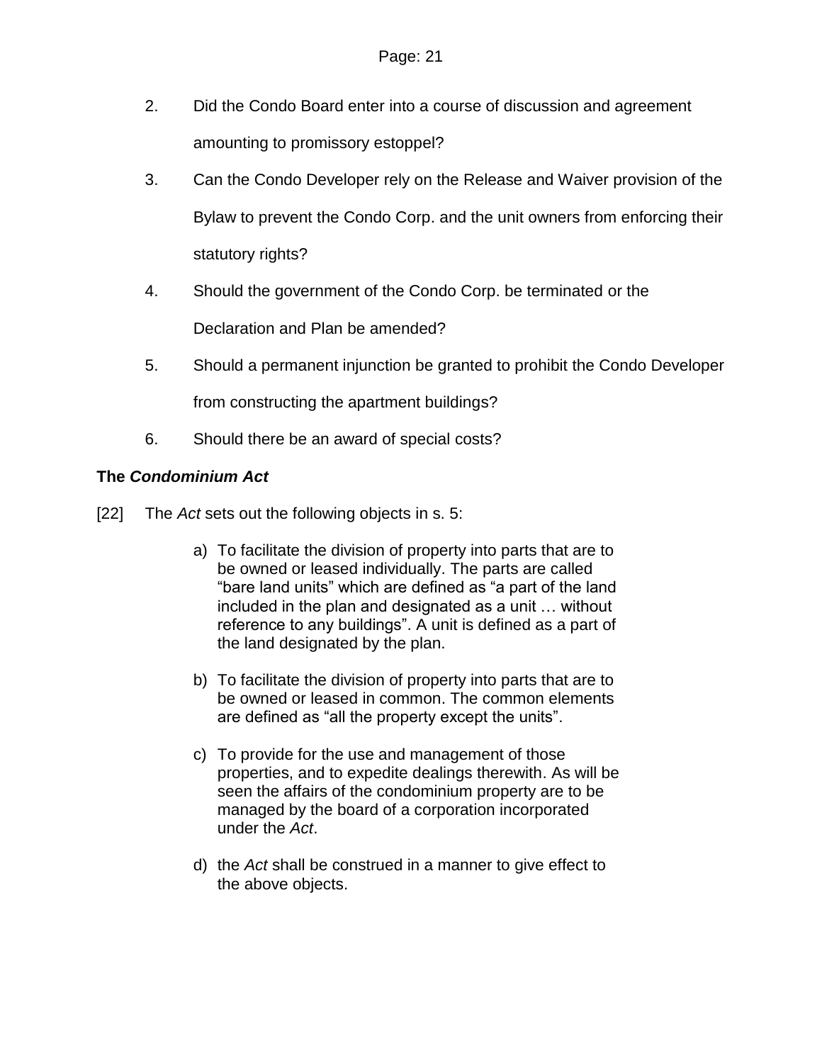2. Did the Condo Board enter into a course of discussion and agreement amounting to promissory estoppel?

3. Can the Condo Developer rely on the Release and Waiver provision of the Bylaw to prevent the Condo Corp. and the unit owners from enforcing their statutory rights?

4. Should the government of the Condo Corp. be terminated or the Declaration and Plan be amended?

5. Should a permanent injunction be granted to prohibit the Condo Developer from constructing the apartment buildings?

6. Should there be an award of special costs?

### The *Condominium Act*

[22] The *Act* sets out the following objects in s. 5:

> a) To facilitate the division of property into parts that are to be owned or leased individually. The parts are called "bare land units" which are defined as "a part of the land included in the plan and designated as a unit … without reference to any buildings". A unit is defined as a part of the land designated by the plan.
>
> b) To facilitate the division of property into parts that are to be owned or leased in common. The common elements are defined as "all the property except the units".
>
> c) To provide for the use and management of those properties, and to expedite dealings therewith. As will be seen the affairs of the condominium property are to be managed by the board of a corporation incorporated under the *Act*.
>
> d) the *Act* shall be construed in a manner to give effect to the above objects.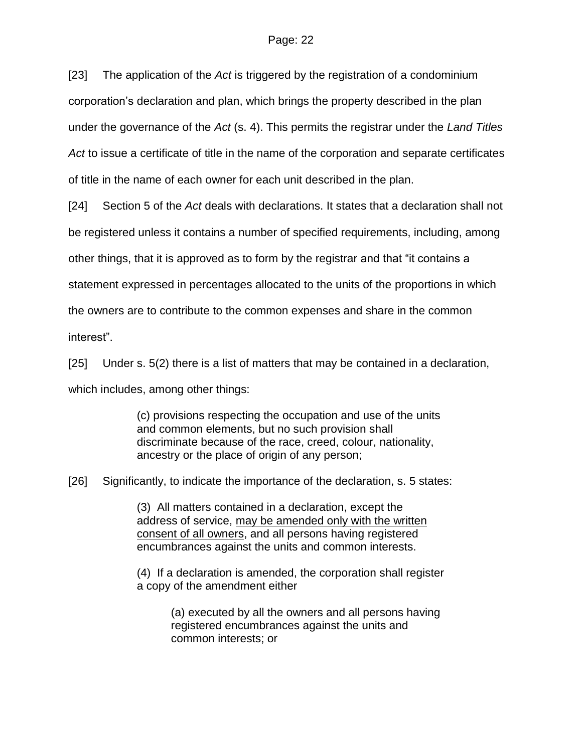[23] The application of the *Act* is triggered by the registration of a condominium corporation's declaration and plan, which brings the property described in the plan under the governance of the *Act* (s. 4). This permits the registrar under the *Land Titles Act* to issue a certificate of title in the name of the corporation and separate certificates of title in the name of each owner for each unit described in the plan.

[24] Section 5 of the *Act* deals with declarations. It states that a declaration shall not be registered unless it contains a number of specified requirements, including, among other things, that it is approved as to form by the registrar and that "it contains a statement expressed in percentages allocated to the units of the proportions in which the owners are to contribute to the common expenses and share in the common interest".

[25] Under s. 5(2) there is a list of matters that may be contained in a declaration, which includes, among other things:

> (c) provisions respecting the occupation and use of the units and common elements, but no such provision shall discriminate because of the race, creed, colour, nationality, ancestry or the place of origin of any person;

[26] Significantly, to indicate the importance of the declaration, s. 5 states:

> (3) All matters contained in a declaration, except the address of service, <u>may be amended only with the written consent of all owners</u>, and all persons having registered encumbrances against the units and common interests.
>
> (4) If a declaration is amended, the corporation shall register a copy of the amendment either
>
>> (a) executed by all the owners and all persons having registered encumbrances against the units and common interests; or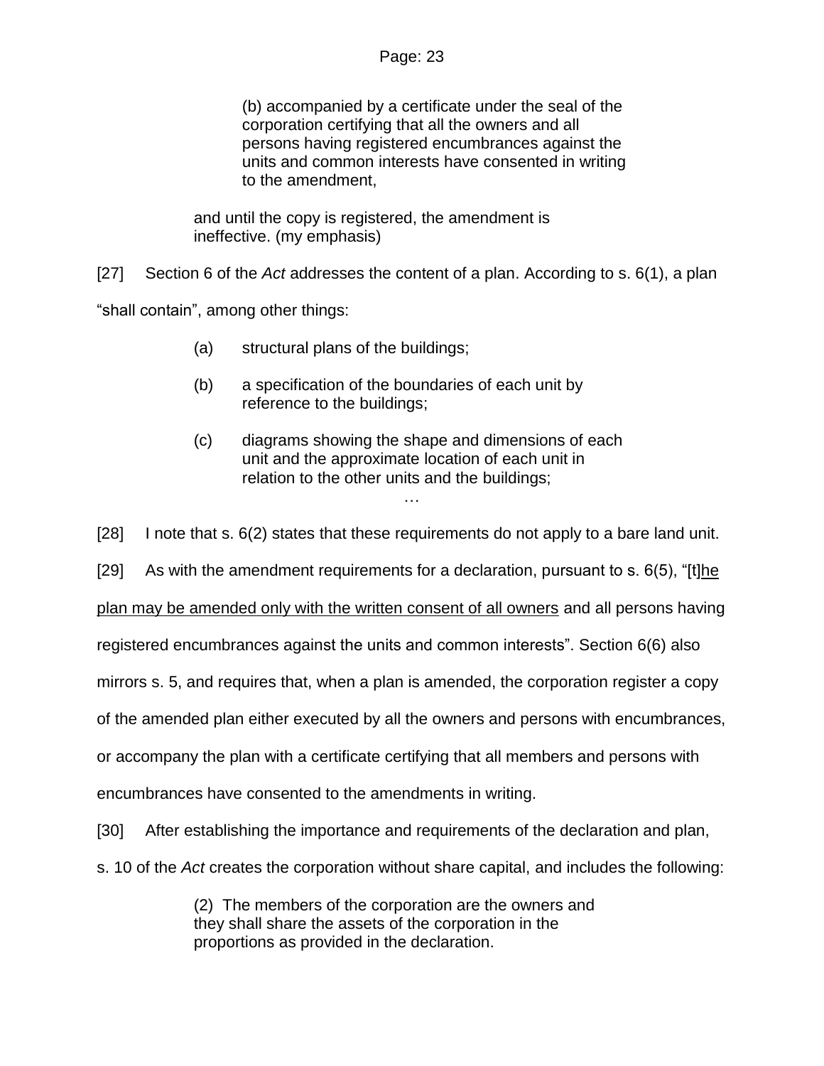> (b) accompanied by a certificate under the seal of the corporation certifying that all the owners and all persons having registered encumbrances against the units and common interests have consented in writing to the amendment,
>
> and until the copy is registered, the amendment is ineffective. (my emphasis)

[27] Section 6 of the *Act* addresses the content of a plan. According to s. 6(1), a plan "shall contain", among other things:

> (a) structural plans of the buildings;
>
> (b) a specification of the boundaries of each unit by reference to the buildings;
>
> (c) diagrams showing the shape and dimensions of each unit and the approximate location of each unit in relation to the other units and the buildings;
>
> …

[28] I note that s. 6(2) states that these requirements do not apply to a bare land unit.

[29] As with the amendment requirements for a declaration, pursuant to s. 6(5), "[t]<u>he plan may be amended only with the written consent of all owners</u> and all persons having registered encumbrances against the units and common interests". Section 6(6) also mirrors s. 5, and requires that, when a plan is amended, the corporation register a copy of the amended plan either executed by all the owners and persons with encumbrances, or accompany the plan with a certificate certifying that all members and persons with encumbrances have consented to the amendments in writing.

[30] After establishing the importance and requirements of the declaration and plan, s. 10 of the *Act* creates the corporation without share capital, and includes the following:

> (2) The members of the corporation are the owners and they shall share the assets of the corporation in the proportions as provided in the declaration.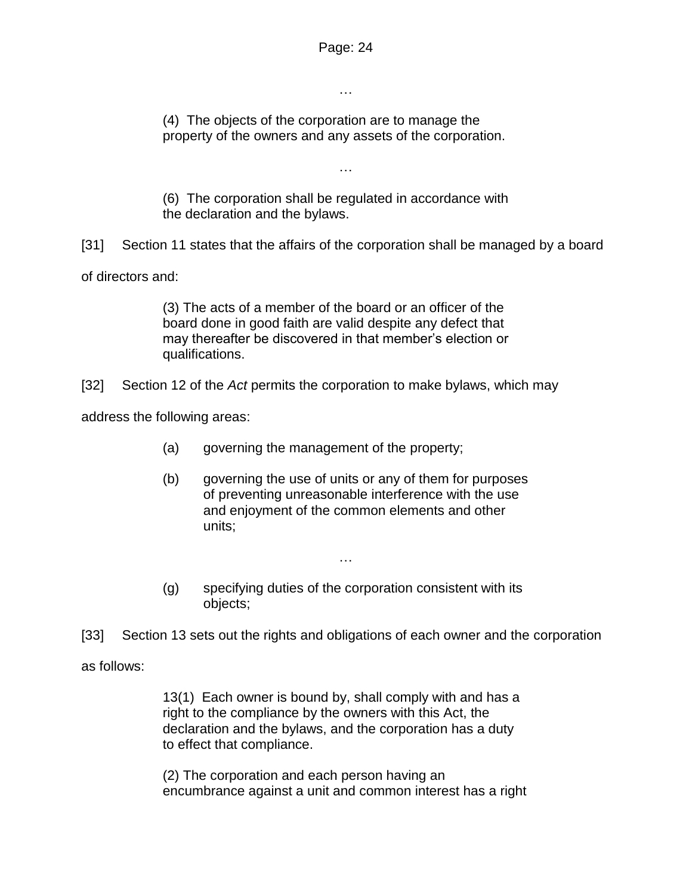…

> (4) The objects of the corporation are to manage the property of the owners and any assets of the corporation.
>
> …
>
> (6) The corporation shall be regulated in accordance with the declaration and the bylaws.

[31] Section 11 states that the affairs of the corporation shall be managed by a board of directors and:

> (3) The acts of a member of the board or an officer of the board done in good faith are valid despite any defect that may thereafter be discovered in that member's election or qualifications.

[32] Section 12 of the *Act* permits the corporation to make bylaws, which may address the following areas:

> (a) governing the management of the property;
>
> (b) governing the use of units or any of them for purposes of preventing unreasonable interference with the use and enjoyment of the common elements and other units;
>
> …
>
> (g) specifying duties of the corporation consistent with its objects;

[33] Section 13 sets out the rights and obligations of each owner and the corporation as follows:

> 13(1) Each owner is bound by, shall comply with and has a right to the compliance by the owners with this Act, the declaration and the bylaws, and the corporation has a duty to effect that compliance.
>
> (2) The corporation and each person having an encumbrance against a unit and common interest has a right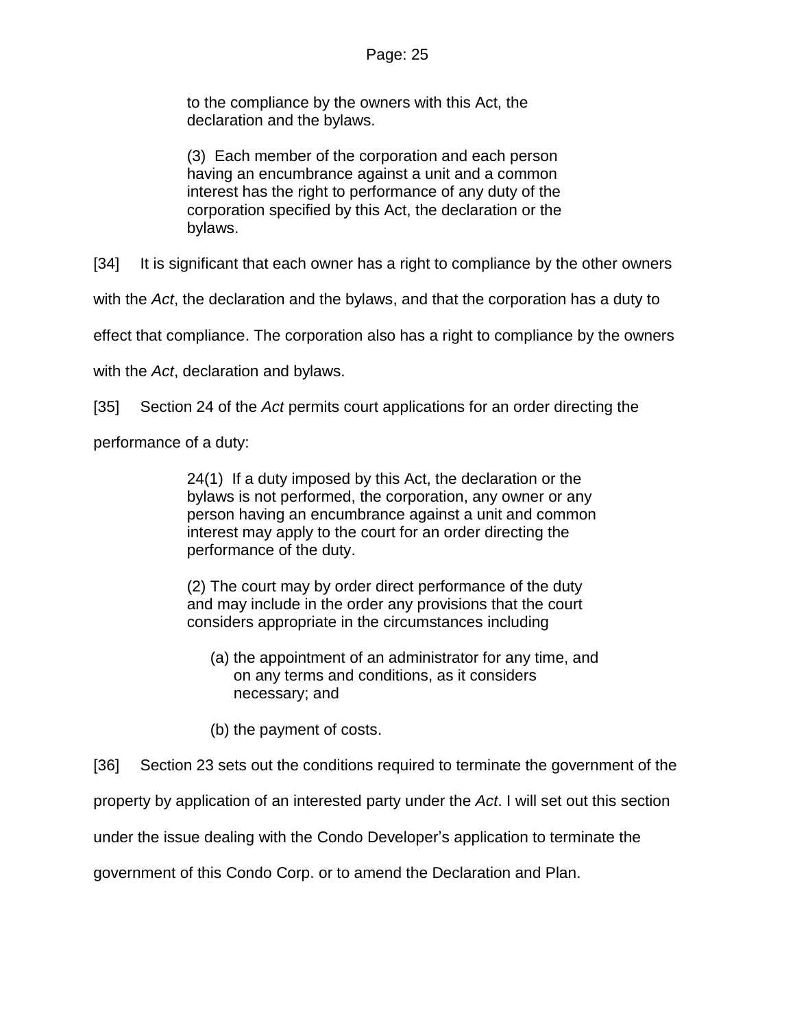> to the compliance by the owners with this Act, the declaration and the bylaws.
>
> (3) Each member of the corporation and each person having an encumbrance against a unit and a common interest has the right to performance of any duty of the corporation specified by this Act, the declaration or the bylaws.

[34] It is significant that each owner has a right to compliance by the other owners with the *Act*, the declaration and the bylaws, and that the corporation has a duty to effect that compliance. The corporation also has a right to compliance by the owners with the *Act*, declaration and bylaws.

[35] Section 24 of the *Act* permits court applications for an order directing the performance of a duty:

> 24(1) If a duty imposed by this Act, the declaration or the bylaws is not performed, the corporation, any owner or any person having an encumbrance against a unit and common interest may apply to the court for an order directing the performance of the duty.
>
> (2) The court may by order direct performance of the duty and may include in the order any provisions that the court considers appropriate in the circumstances including
>
> (a) the appointment of an administrator for any time, and on any terms and conditions, as it considers necessary; and
>
> (b) the payment of costs.

[36] Section 23 sets out the conditions required to terminate the government of the property by application of an interested party under the *Act*. I will set out this section under the issue dealing with the Condo Developer's application to terminate the government of this Condo Corp. or to amend the Declaration and Plan.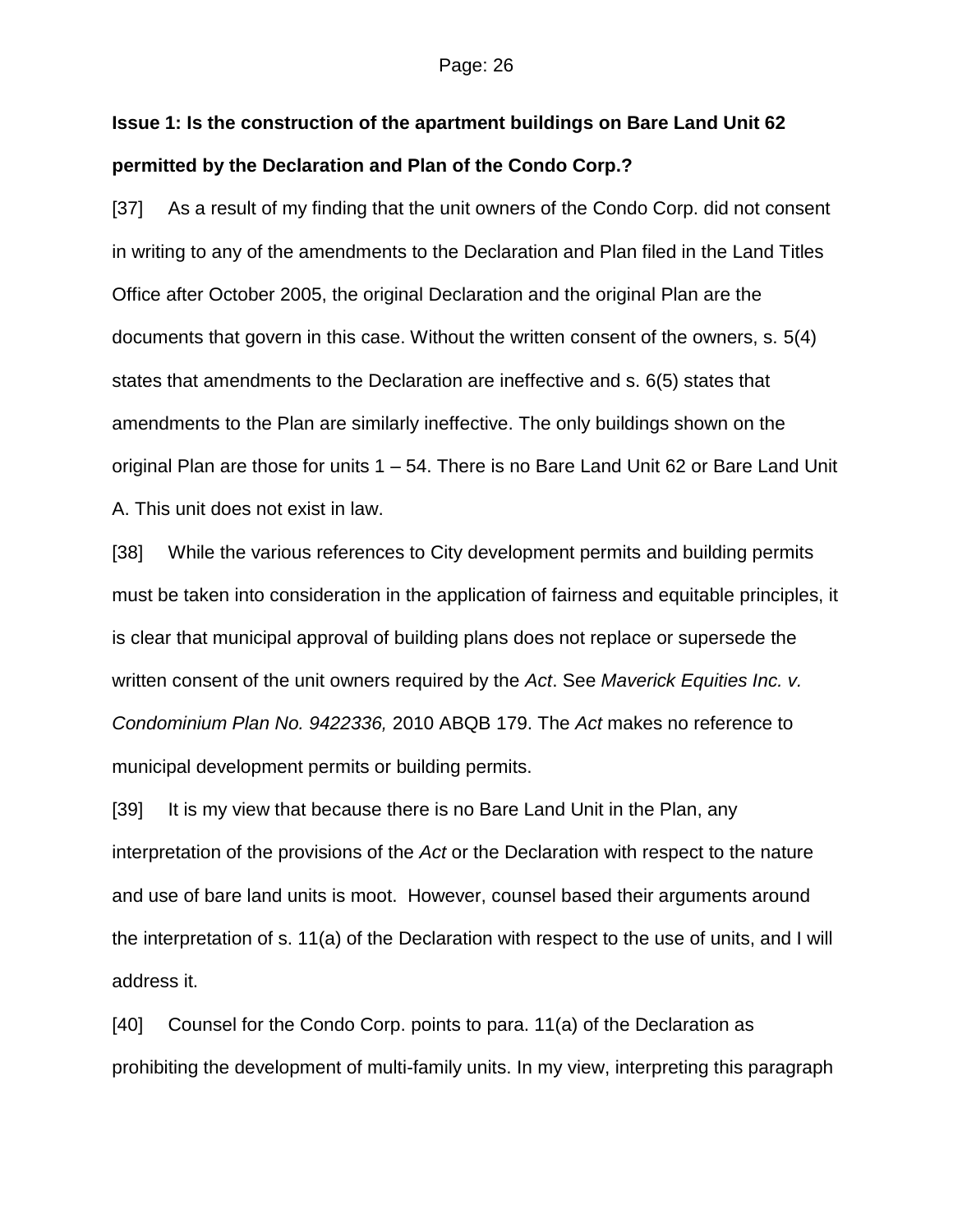**Issue 1: Is the construction of the apartment buildings on Bare Land Unit 62 permitted by the Declaration and Plan of the Condo Corp.?**

[37] As a result of my finding that the unit owners of the Condo Corp. did not consent in writing to any of the amendments to the Declaration and Plan filed in the Land Titles Office after October 2005, the original Declaration and the original Plan are the documents that govern in this case. Without the written consent of the owners, s. 5(4) states that amendments to the Declaration are ineffective and s. 6(5) states that amendments to the Plan are similarly ineffective. The only buildings shown on the original Plan are those for units 1 – 54. There is no Bare Land Unit 62 or Bare Land Unit A. This unit does not exist in law.

[38] While the various references to City development permits and building permits must be taken into consideration in the application of fairness and equitable principles, it is clear that municipal approval of building plans does not replace or supersede the written consent of the unit owners required by the *Act*. See *Maverick Equities Inc. v. Condominium Plan No. 9422336,* 2010 ABQB 179. The *Act* makes no reference to municipal development permits or building permits.

[39] It is my view that because there is no Bare Land Unit in the Plan, any interpretation of the provisions of the *Act* or the Declaration with respect to the nature and use of bare land units is moot. However, counsel based their arguments around the interpretation of s. 11(a) of the Declaration with respect to the use of units, and I will address it.

[40] Counsel for the Condo Corp. points to para. 11(a) of the Declaration as prohibiting the development of multi-family units. In my view, interpreting this paragraph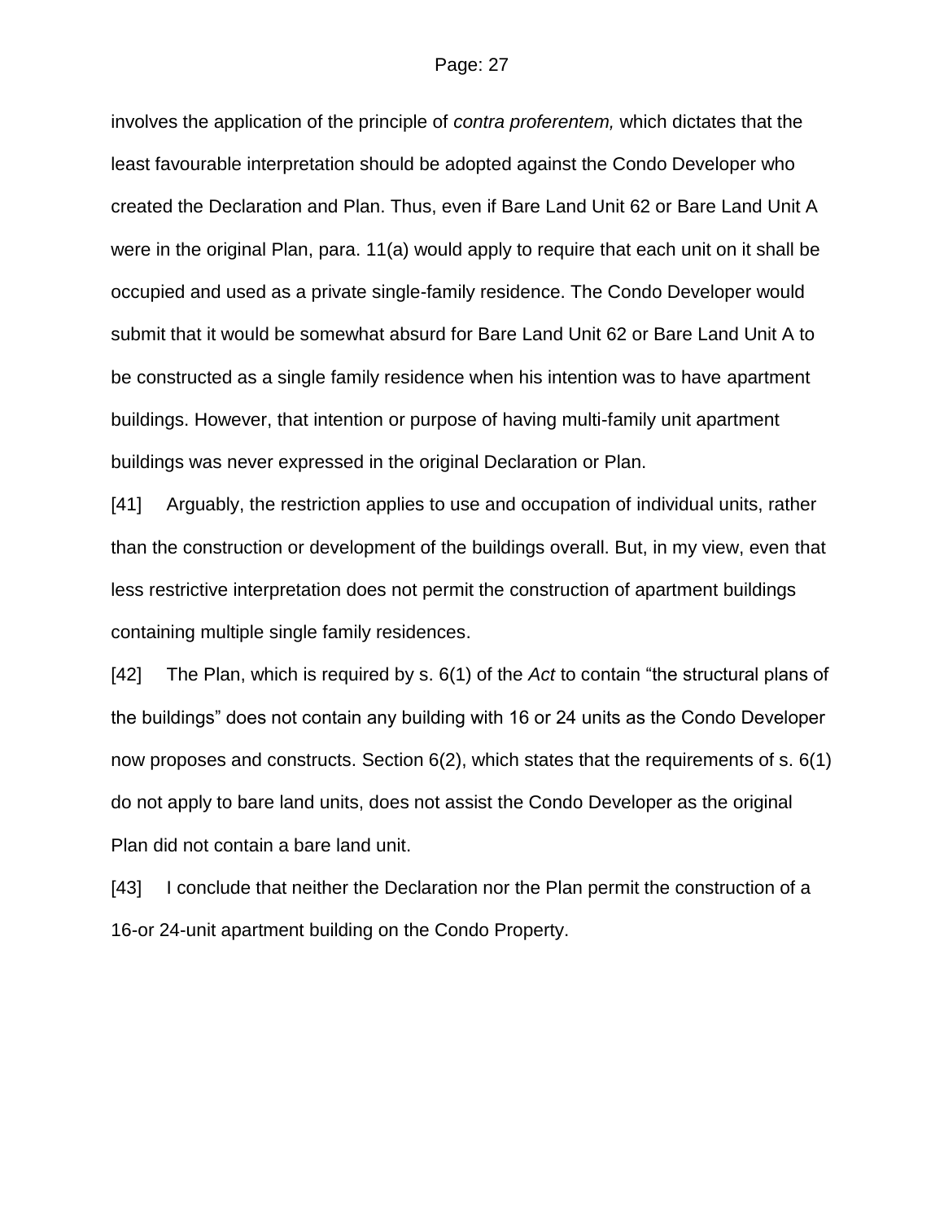involves the application of the principle of *contra proferentem,* which dictates that the least favourable interpretation should be adopted against the Condo Developer who created the Declaration and Plan. Thus, even if Bare Land Unit 62 or Bare Land Unit A were in the original Plan, para. 11(a) would apply to require that each unit on it shall be occupied and used as a private single-family residence. The Condo Developer would submit that it would be somewhat absurd for Bare Land Unit 62 or Bare Land Unit A to be constructed as a single family residence when his intention was to have apartment buildings. However, that intention or purpose of having multi-family unit apartment buildings was never expressed in the original Declaration or Plan.

[41] Arguably, the restriction applies to use and occupation of individual units, rather than the construction or development of the buildings overall. But, in my view, even that less restrictive interpretation does not permit the construction of apartment buildings containing multiple single family residences.

[42] The Plan, which is required by s. 6(1) of the *Act* to contain "the structural plans of the buildings" does not contain any building with 16 or 24 units as the Condo Developer now proposes and constructs. Section 6(2), which states that the requirements of s. 6(1) do not apply to bare land units, does not assist the Condo Developer as the original Plan did not contain a bare land unit.

[43] I conclude that neither the Declaration nor the Plan permit the construction of a 16-or 24-unit apartment building on the Condo Property.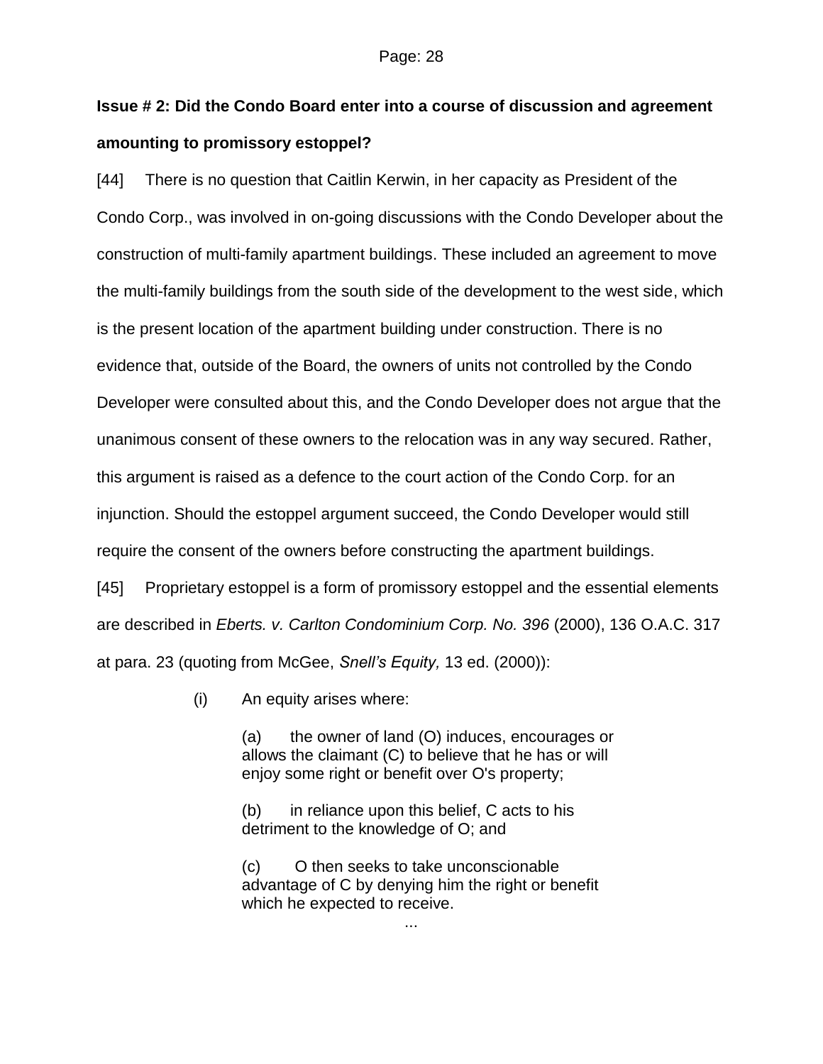**Issue # 2: Did the Condo Board enter into a course of discussion and agreement amounting to promissory estoppel?**

[44] There is no question that Caitlin Kerwin, in her capacity as President of the Condo Corp., was involved in on-going discussions with the Condo Developer about the construction of multi-family apartment buildings. These included an agreement to move the multi-family buildings from the south side of the development to the west side, which is the present location of the apartment building under construction. There is no evidence that, outside of the Board, the owners of units not controlled by the Condo Developer were consulted about this, and the Condo Developer does not argue that the unanimous consent of these owners to the relocation was in any way secured. Rather, this argument is raised as a defence to the court action of the Condo Corp. for an injunction. Should the estoppel argument succeed, the Condo Developer would still require the consent of the owners before constructing the apartment buildings.

[45] Proprietary estoppel is a form of promissory estoppel and the essential elements are described in *Eberts. v. Carlton Condominium Corp. No. 396* (2000), 136 O.A.C. 317 at para. 23 (quoting from McGee, *Snell's Equity,* 13 ed. (2000)):

> (i) An equity arises where:
>
> (a) the owner of land (O) induces, encourages or allows the claimant (C) to believe that he has or will enjoy some right or benefit over O's property;
>
> (b) in reliance upon this belief, C acts to his detriment to the knowledge of O; and
>
> (c) O then seeks to take unconscionable advantage of C by denying him the right or benefit which he expected to receive.
>
> ...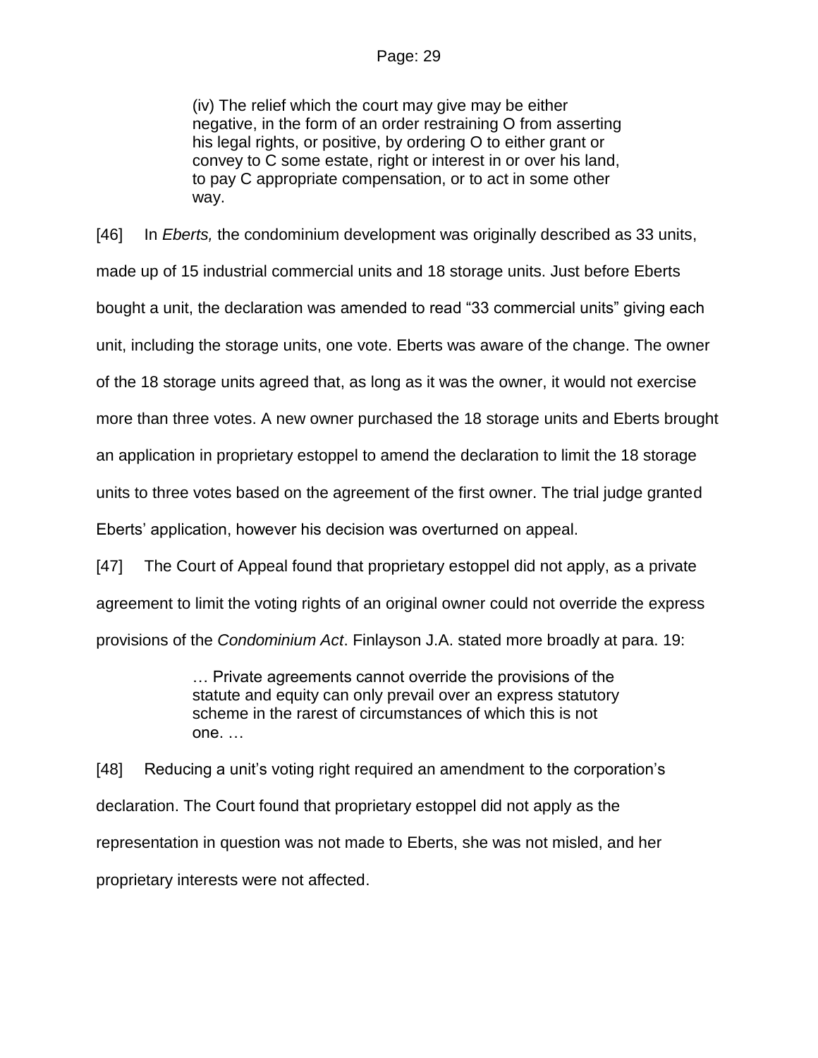> (iv) The relief which the court may give may be either negative, in the form of an order restraining O from asserting his legal rights, or positive, by ordering O to either grant or convey to C some estate, right or interest in or over his land, to pay C appropriate compensation, or to act in some other way.

[46] In *Eberts,* the condominium development was originally described as 33 units, made up of 15 industrial commercial units and 18 storage units. Just before Eberts bought a unit, the declaration was amended to read "33 commercial units" giving each unit, including the storage units, one vote. Eberts was aware of the change. The owner of the 18 storage units agreed that, as long as it was the owner, it would not exercise more than three votes. A new owner purchased the 18 storage units and Eberts brought an application in proprietary estoppel to amend the declaration to limit the 18 storage units to three votes based on the agreement of the first owner. The trial judge granted Eberts' application, however his decision was overturned on appeal.

[47] The Court of Appeal found that proprietary estoppel did not apply, as a private agreement to limit the voting rights of an original owner could not override the express provisions of the *Condominium Act*. Finlayson J.A. stated more broadly at para. 19:

> … Private agreements cannot override the provisions of the statute and equity can only prevail over an express statutory scheme in the rarest of circumstances of which this is not one. …

[48] Reducing a unit's voting right required an amendment to the corporation's declaration. The Court found that proprietary estoppel did not apply as the representation in question was not made to Eberts, she was not misled, and her proprietary interests were not affected.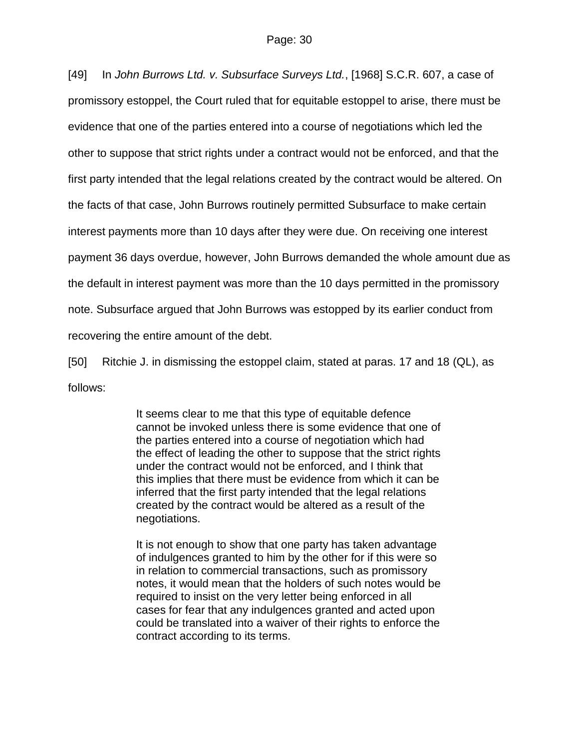[49] In *John Burrows Ltd. v. Subsurface Surveys Ltd.*, [1968] S.C.R. 607, a case of promissory estoppel, the Court ruled that for equitable estoppel to arise, there must be evidence that one of the parties entered into a course of negotiations which led the other to suppose that strict rights under a contract would not be enforced, and that the first party intended that the legal relations created by the contract would be altered. On the facts of that case, John Burrows routinely permitted Subsurface to make certain interest payments more than 10 days after they were due. On receiving one interest payment 36 days overdue, however, John Burrows demanded the whole amount due as the default in interest payment was more than the 10 days permitted in the promissory note. Subsurface argued that John Burrows was estopped by its earlier conduct from recovering the entire amount of the debt.

[50] Ritchie J. in dismissing the estoppel claim, stated at paras. 17 and 18 (QL), as follows:

> It seems clear to me that this type of equitable defence cannot be invoked unless there is some evidence that one of the parties entered into a course of negotiation which had the effect of leading the other to suppose that the strict rights under the contract would not be enforced, and I think that this implies that there must be evidence from which it can be inferred that the first party intended that the legal relations created by the contract would be altered as a result of the negotiations.
>
> It is not enough to show that one party has taken advantage of indulgences granted to him by the other for if this were so in relation to commercial transactions, such as promissory notes, it would mean that the holders of such notes would be required to insist on the very letter being enforced in all cases for fear that any indulgences granted and acted upon could be translated into a waiver of their rights to enforce the contract according to its terms.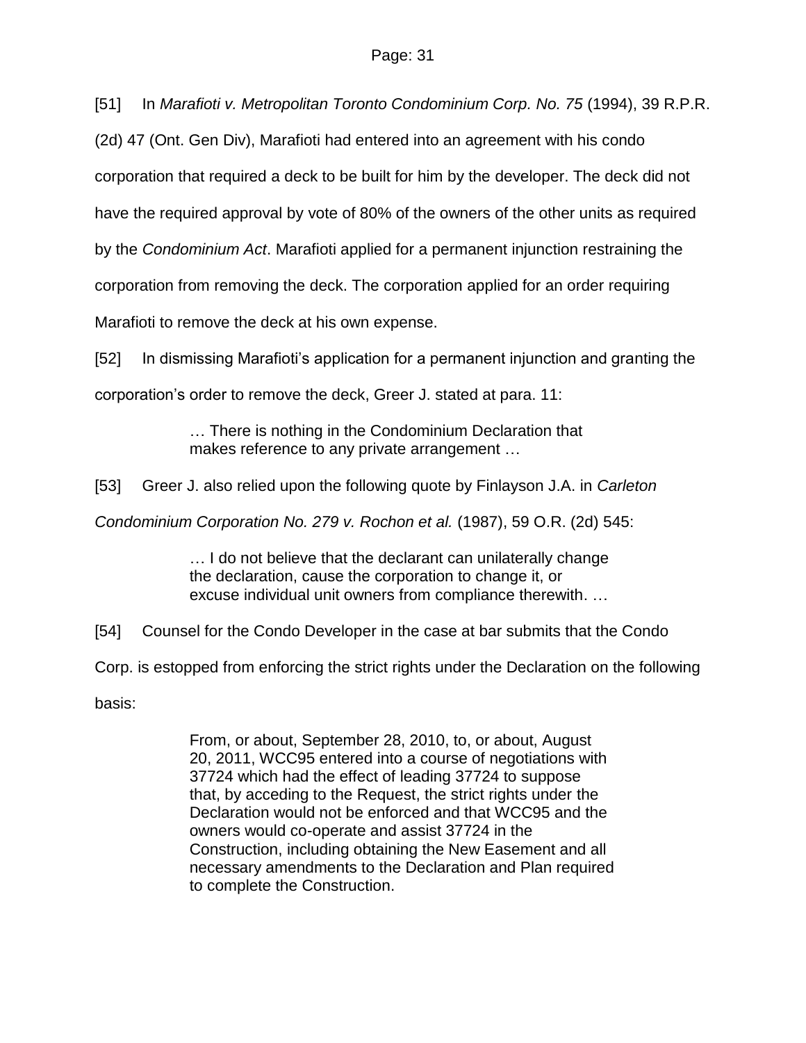[51] In *Marafioti v. Metropolitan Toronto Condominium Corp. No. 75* (1994), 39 R.P.R. (2d) 47 (Ont. Gen Div), Marafioti had entered into an agreement with his condo corporation that required a deck to be built for him by the developer. The deck did not have the required approval by vote of 80% of the owners of the other units as required by the *Condominium Act*. Marafioti applied for a permanent injunction restraining the corporation from removing the deck. The corporation applied for an order requiring Marafioti to remove the deck at his own expense.

[52] In dismissing Marafioti's application for a permanent injunction and granting the corporation's order to remove the deck, Greer J. stated at para. 11:

> … There is nothing in the Condominium Declaration that makes reference to any private arrangement …

[53] Greer J. also relied upon the following quote by Finlayson J.A. in *Carleton Condominium Corporation No. 279 v. Rochon et al.* (1987), 59 O.R. (2d) 545:

> … I do not believe that the declarant can unilaterally change the declaration, cause the corporation to change it, or excuse individual unit owners from compliance therewith. …

[54] Counsel for the Condo Developer in the case at bar submits that the Condo Corp. is estopped from enforcing the strict rights under the Declaration on the following basis:

> From, or about, September 28, 2010, to, or about, August 20, 2011, WCC95 entered into a course of negotiations with 37724 which had the effect of leading 37724 to suppose that, by acceding to the Request, the strict rights under the Declaration would not be enforced and that WCC95 and the owners would co-operate and assist 37724 in the Construction, including obtaining the New Easement and all necessary amendments to the Declaration and Plan required to complete the Construction.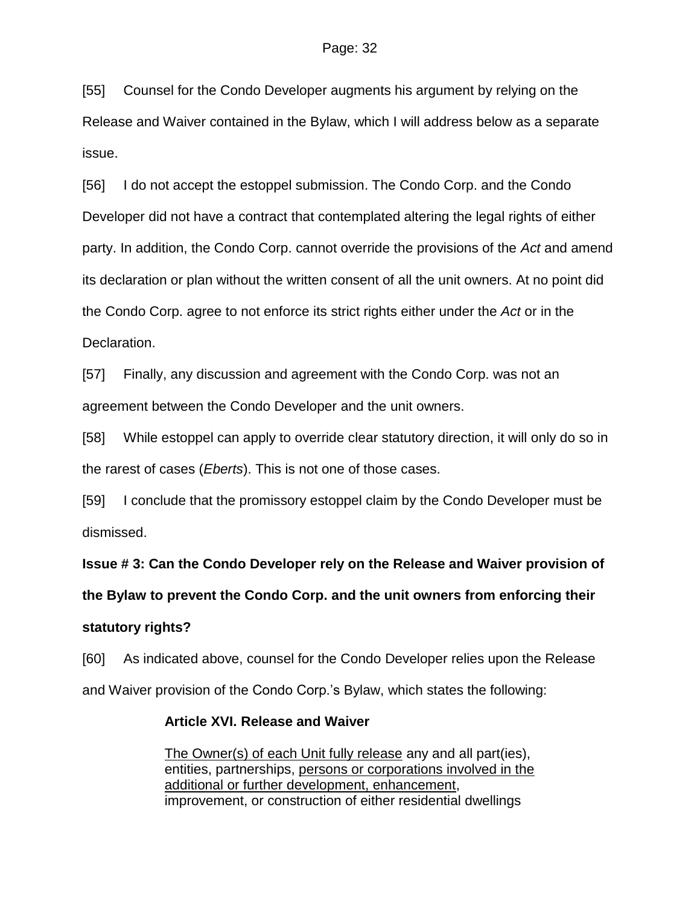[55] Counsel for the Condo Developer augments his argument by relying on the Release and Waiver contained in the Bylaw, which I will address below as a separate issue.

[56] I do not accept the estoppel submission. The Condo Corp. and the Condo Developer did not have a contract that contemplated altering the legal rights of either party. In addition, the Condo Corp. cannot override the provisions of the *Act* and amend its declaration or plan without the written consent of all the unit owners. At no point did the Condo Corp. agree to not enforce its strict rights either under the *Act* or in the Declaration.

[57] Finally, any discussion and agreement with the Condo Corp. was not an agreement between the Condo Developer and the unit owners.

[58] While estoppel can apply to override clear statutory direction, it will only do so in the rarest of cases (*Eberts*). This is not one of those cases.

[59] I conclude that the promissory estoppel claim by the Condo Developer must be dismissed.

**Issue # 3: Can the Condo Developer rely on the Release and Waiver provision of the Bylaw to prevent the Condo Corp. and the unit owners from enforcing their statutory rights?**

[60] As indicated above, counsel for the Condo Developer relies upon the Release and Waiver provision of the Condo Corp.'s Bylaw, which states the following:

> **Article XVI. Release and Waiver**
>
> <u>The Owner(s) of each Unit fully release</u> any and all part(ies), entities, partnerships, <u>persons or corporations involved in the additional or further development, enhancement</u>, improvement, or construction of either residential dwellings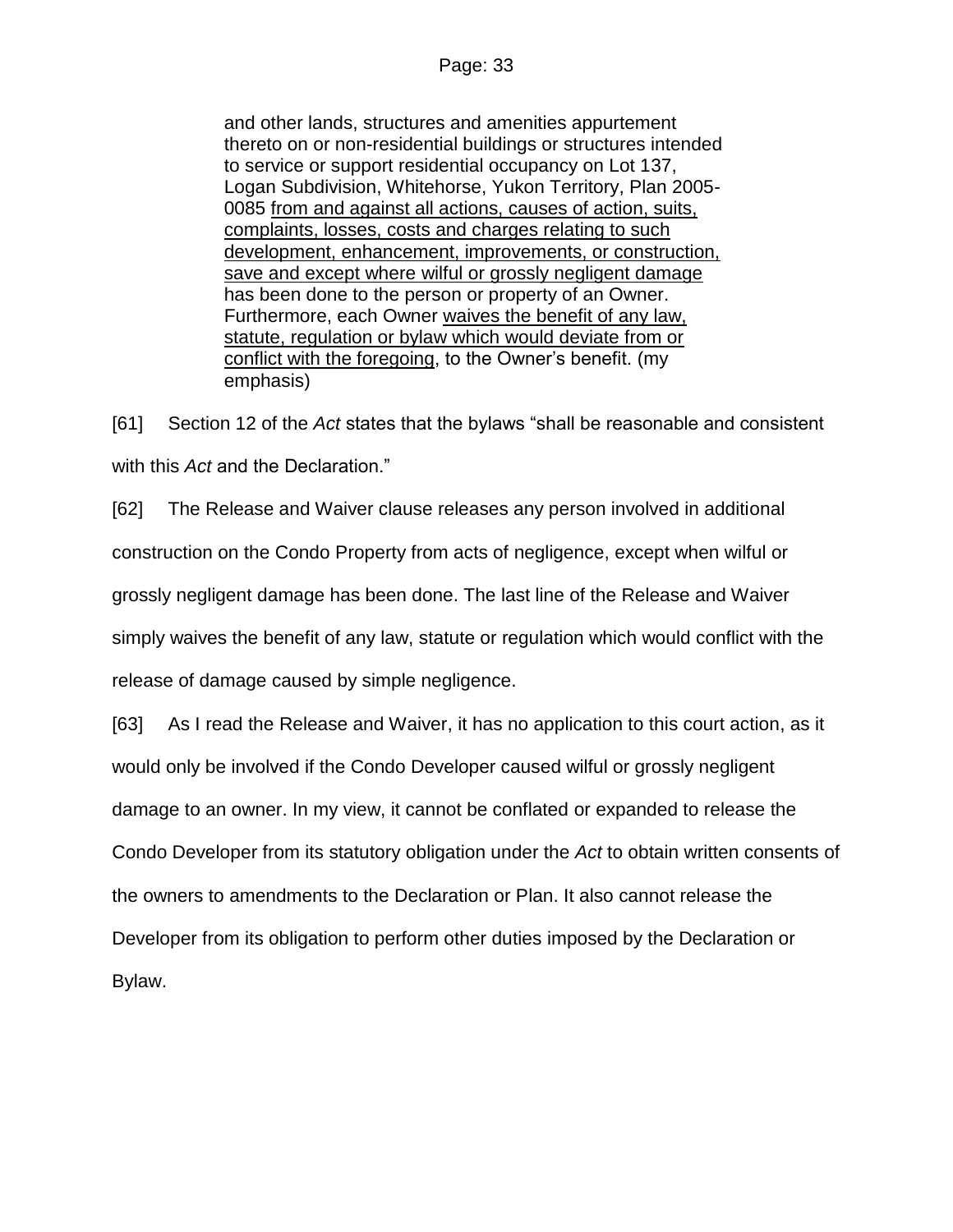> and other lands, structures and amenities appurtement thereto on or non-residential buildings or structures intended to service or support residential occupancy on Lot 137, Logan Subdivision, Whitehorse, Yukon Territory, Plan 2005-0085 <u>from and against all actions, causes of action, suits, complaints, losses, costs and charges relating to such development, enhancement, improvements, or construction, save and except where wilful or grossly negligent damage</u> has been done to the person or property of an Owner. Furthermore, each Owner <u>waives the benefit of any law, statute, regulation or bylaw which would deviate from or conflict with the foregoing</u>, to the Owner's benefit. (my emphasis)

[61] Section 12 of the *Act* states that the bylaws "shall be reasonable and consistent with this *Act* and the Declaration."

[62] The Release and Waiver clause releases any person involved in additional construction on the Condo Property from acts of negligence, except when wilful or grossly negligent damage has been done. The last line of the Release and Waiver simply waives the benefit of any law, statute or regulation which would conflict with the release of damage caused by simple negligence.

[63] As I read the Release and Waiver, it has no application to this court action, as it would only be involved if the Condo Developer caused wilful or grossly negligent damage to an owner. In my view, it cannot be conflated or expanded to release the Condo Developer from its statutory obligation under the *Act* to obtain written consents of the owners to amendments to the Declaration or Plan. It also cannot release the Developer from its obligation to perform other duties imposed by the Declaration or Bylaw.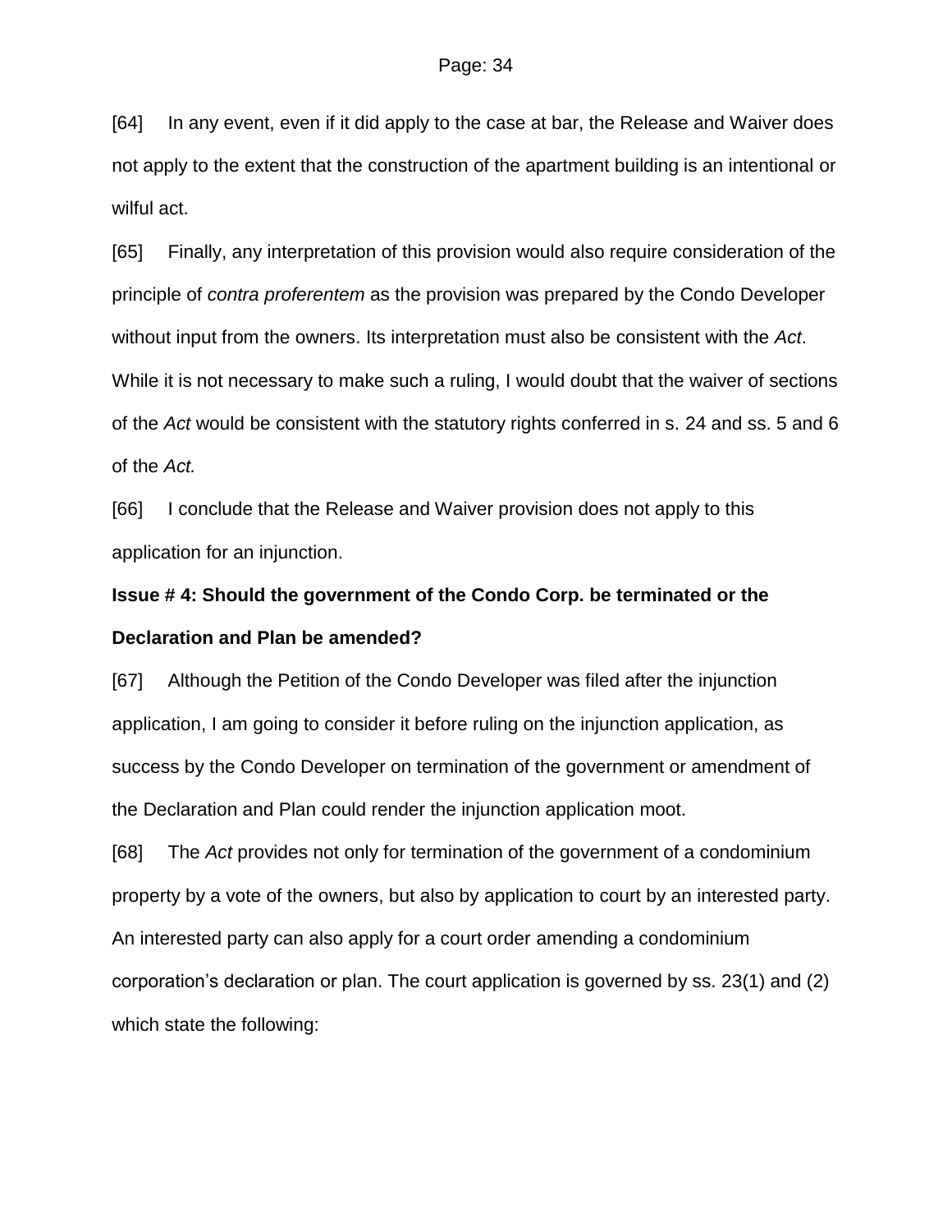[64] In any event, even if it did apply to the case at bar, the Release and Waiver does not apply to the extent that the construction of the apartment building is an intentional or wilful act.

[65] Finally, any interpretation of this provision would also require consideration of the principle of *contra proferentem* as the provision was prepared by the Condo Developer without input from the owners. Its interpretation must also be consistent with the *Act*. While it is not necessary to make such a ruling, I would doubt that the waiver of sections of the *Act* would be consistent with the statutory rights conferred in s. 24 and ss. 5 and 6 of the *Act.*

[66] I conclude that the Release and Waiver provision does not apply to this application for an injunction.

**Issue # 4: Should the government of the Condo Corp. be terminated or the Declaration and Plan be amended?**

[67] Although the Petition of the Condo Developer was filed after the injunction application, I am going to consider it before ruling on the injunction application, as success by the Condo Developer on termination of the government or amendment of the Declaration and Plan could render the injunction application moot.

[68] The *Act* provides not only for termination of the government of a condominium property by a vote of the owners, but also by application to court by an interested party. An interested party can also apply for a court order amending a condominium corporation's declaration or plan. The court application is governed by ss. 23(1) and (2) which state the following: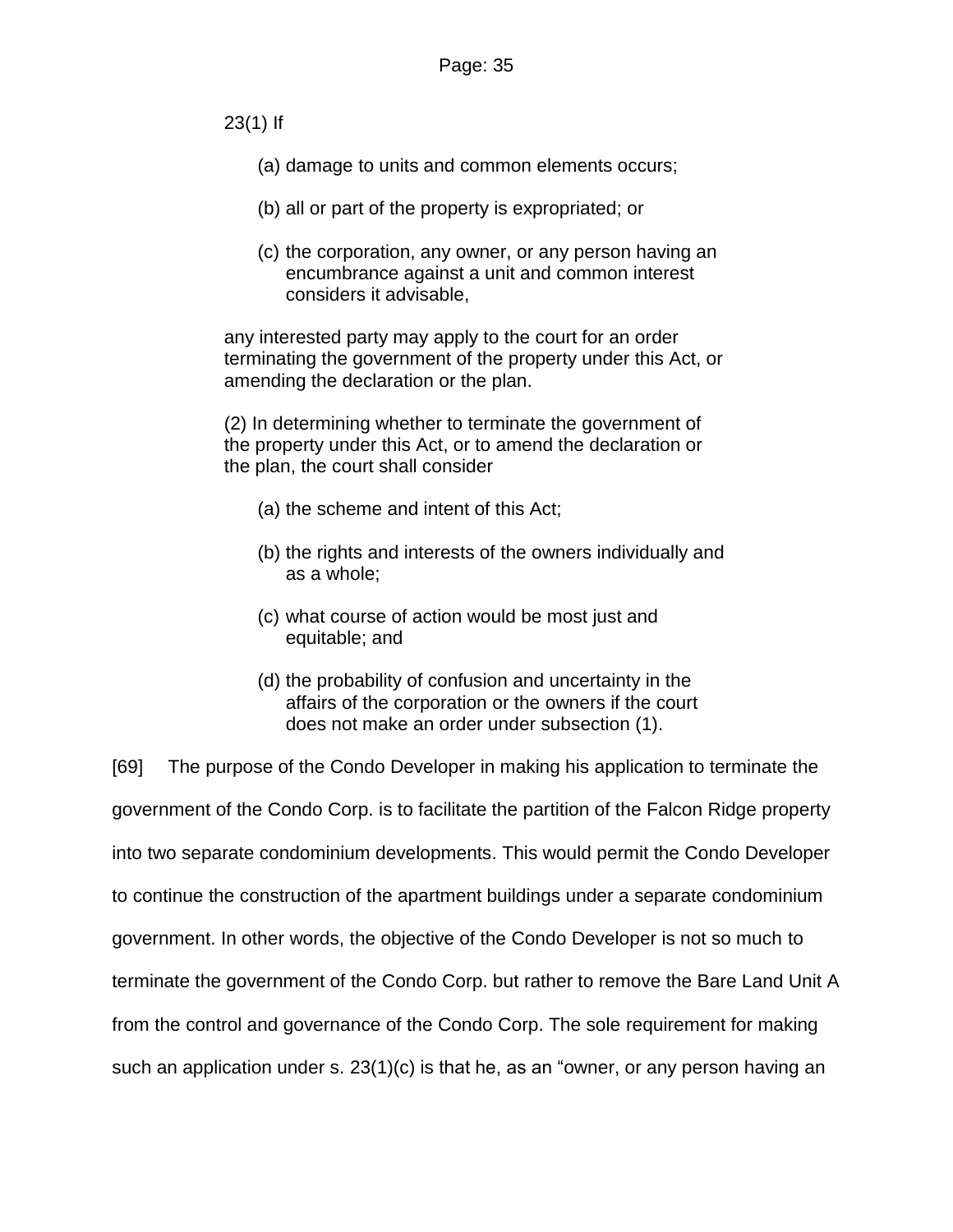> 23(1) If
>
> (a) damage to units and common elements occurs;
>
> (b) all or part of the property is expropriated; or
>
> (c) the corporation, any owner, or any person having an encumbrance against a unit and common interest considers it advisable,
>
> any interested party may apply to the court for an order terminating the government of the property under this Act, or amending the declaration or the plan.
>
> (2) In determining whether to terminate the government of the property under this Act, or to amend the declaration or the plan, the court shall consider
>
> (a) the scheme and intent of this Act;
>
> (b) the rights and interests of the owners individually and as a whole;
>
> (c) what course of action would be most just and equitable; and
>
> (d) the probability of confusion and uncertainty in the affairs of the corporation or the owners if the court does not make an order under subsection (1).

[69] The purpose of the Condo Developer in making his application to terminate the government of the Condo Corp. is to facilitate the partition of the Falcon Ridge property into two separate condominium developments. This would permit the Condo Developer to continue the construction of the apartment buildings under a separate condominium government. In other words, the objective of the Condo Developer is not so much to terminate the government of the Condo Corp. but rather to remove the Bare Land Unit A from the control and governance of the Condo Corp. The sole requirement for making such an application under s. 23(1)(c) is that he, as an "owner, or any person having an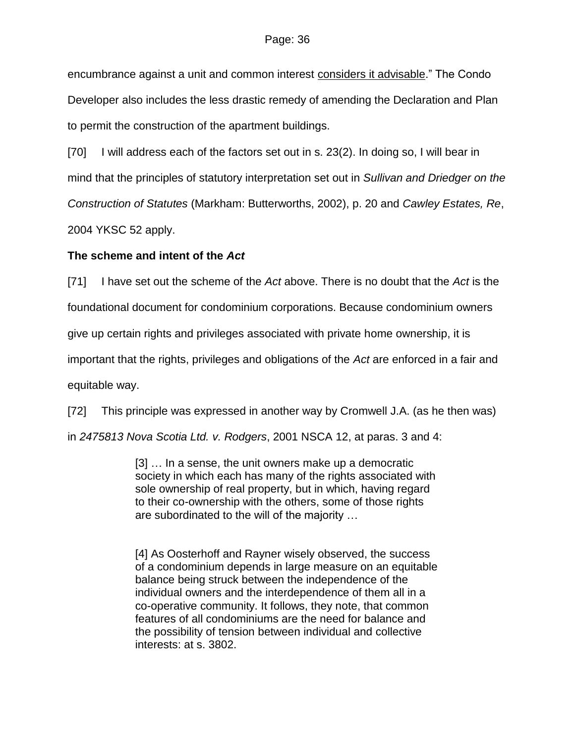encumbrance against a unit and common interest <u>considers it advisable</u>." The Condo Developer also includes the less drastic remedy of amending the Declaration and Plan to permit the construction of the apartment buildings.

[70] I will address each of the factors set out in s. 23(2). In doing so, I will bear in mind that the principles of statutory interpretation set out in *Sullivan and Driedger on the Construction of Statutes* (Markham: Butterworths, 2002), p. 20 and *Cawley Estates, Re*, 2004 YKSC 52 apply.

**The scheme and intent of the *Act***

[71] I have set out the scheme of the *Act* above. There is no doubt that the *Act* is the foundational document for condominium corporations. Because condominium owners give up certain rights and privileges associated with private home ownership, it is important that the rights, privileges and obligations of the *Act* are enforced in a fair and equitable way.

[72] This principle was expressed in another way by Cromwell J.A. (as he then was) in *2475813 Nova Scotia Ltd. v. Rodgers*, 2001 NSCA 12, at paras. 3 and 4:

> [3] … In a sense, the unit owners make up a democratic society in which each has many of the rights associated with sole ownership of real property, but in which, having regard to their co-ownership with the others, some of those rights are subordinated to the will of the majority …
>
> [4] As Oosterhoff and Rayner wisely observed, the success of a condominium depends in large measure on an equitable balance being struck between the independence of the individual owners and the interdependence of them all in a co-operative community. It follows, they note, that common features of all condominiums are the need for balance and the possibility of tension between individual and collective interests: at s. 3802.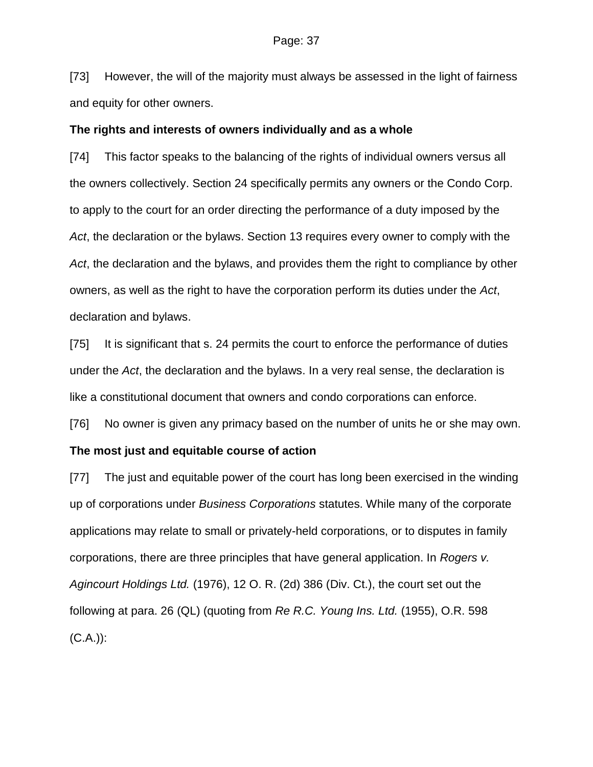[73] However, the will of the majority must always be assessed in the light of fairness and equity for other owners.

**The rights and interests of owners individually and as a whole**

[74] This factor speaks to the balancing of the rights of individual owners versus all the owners collectively. Section 24 specifically permits any owners or the Condo Corp. to apply to the court for an order directing the performance of a duty imposed by the *Act*, the declaration or the bylaws. Section 13 requires every owner to comply with the *Act*, the declaration and the bylaws, and provides them the right to compliance by other owners, as well as the right to have the corporation perform its duties under the *Act*, declaration and bylaws.

[75] It is significant that s. 24 permits the court to enforce the performance of duties under the *Act*, the declaration and the bylaws. In a very real sense, the declaration is like a constitutional document that owners and condo corporations can enforce.

[76] No owner is given any primacy based on the number of units he or she may own.

**The most just and equitable course of action**

[77] The just and equitable power of the court has long been exercised in the winding up of corporations under *Business Corporations* statutes. While many of the corporate applications may relate to small or privately-held corporations, or to disputes in family corporations, there are three principles that have general application. In *Rogers v. Agincourt Holdings Ltd.* (1976), 12 O. R. (2d) 386 (Div. Ct.), the court set out the following at para. 26 (QL) (quoting from *Re R.C. Young Ins. Ltd.* (1955), O.R. 598 (C.A.)):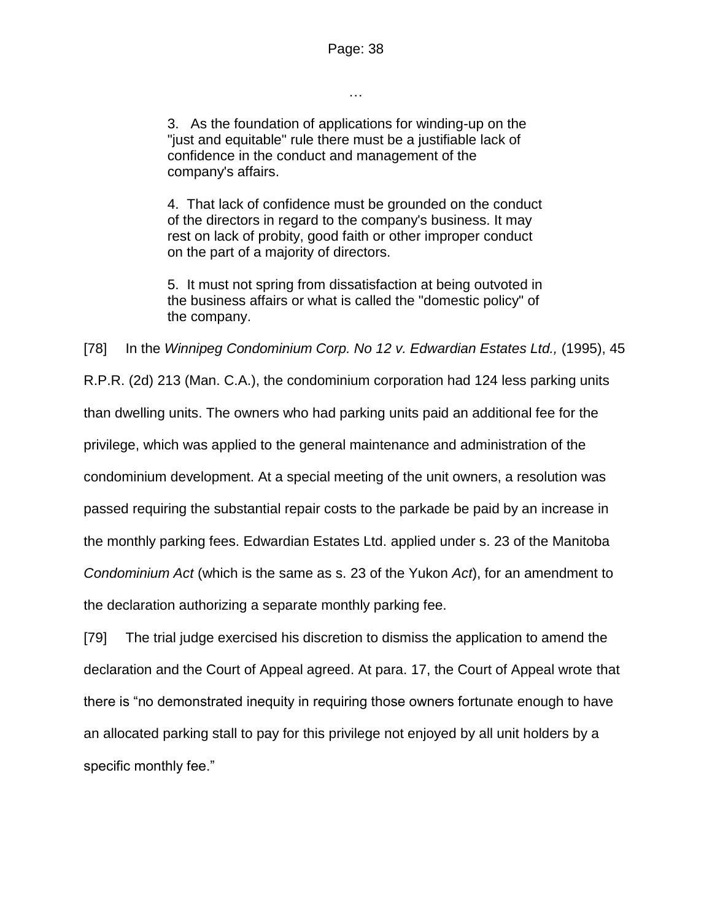…

> 3. As the foundation of applications for winding-up on the "just and equitable" rule there must be a justifiable lack of confidence in the conduct and management of the company's affairs.
>
> 4. That lack of confidence must be grounded on the conduct of the directors in regard to the company's business. It may rest on lack of probity, good faith or other improper conduct on the part of a majority of directors.
>
> 5. It must not spring from dissatisfaction at being outvoted in the business affairs or what is called the "domestic policy" of the company.

[78] In the *Winnipeg Condominium Corp. No 12 v. Edwardian Estates Ltd.,* (1995), 45 R.P.R. (2d) 213 (Man. C.A.), the condominium corporation had 124 less parking units than dwelling units. The owners who had parking units paid an additional fee for the privilege, which was applied to the general maintenance and administration of the condominium development. At a special meeting of the unit owners, a resolution was passed requiring the substantial repair costs to the parkade be paid by an increase in the monthly parking fees. Edwardian Estates Ltd. applied under s. 23 of the Manitoba *Condominium Act* (which is the same as s. 23 of the Yukon *Act*), for an amendment to the declaration authorizing a separate monthly parking fee.

[79] The trial judge exercised his discretion to dismiss the application to amend the declaration and the Court of Appeal agreed. At para. 17, the Court of Appeal wrote that there is "no demonstrated inequity in requiring those owners fortunate enough to have an allocated parking stall to pay for this privilege not enjoyed by all unit holders by a specific monthly fee."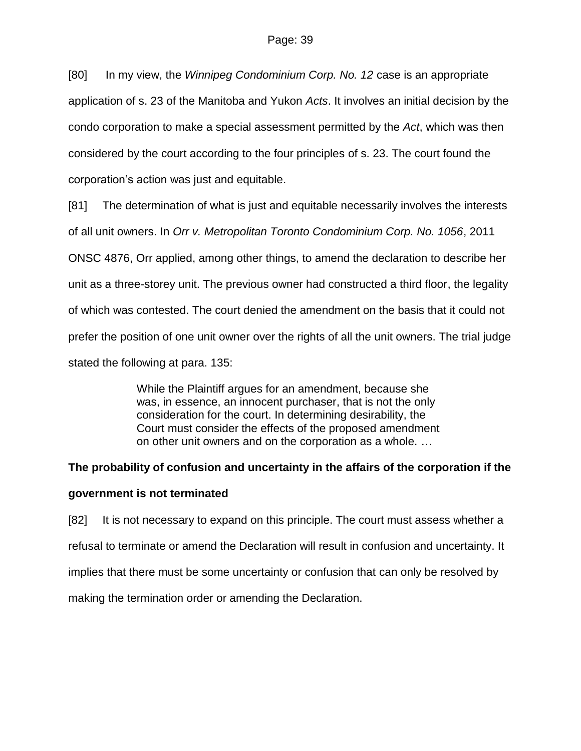[80] In my view, the *Winnipeg Condominium Corp. No. 12* case is an appropriate application of s. 23 of the Manitoba and Yukon *Acts*. It involves an initial decision by the condo corporation to make a special assessment permitted by the *Act*, which was then considered by the court according to the four principles of s. 23. The court found the corporation's action was just and equitable.

[81] The determination of what is just and equitable necessarily involves the interests of all unit owners. In *Orr v. Metropolitan Toronto Condominium Corp. No. 1056*, 2011 ONSC 4876, Orr applied, among other things, to amend the declaration to describe her unit as a three-storey unit. The previous owner had constructed a third floor, the legality of which was contested. The court denied the amendment on the basis that it could not prefer the position of one unit owner over the rights of all the unit owners. The trial judge stated the following at para. 135:

> While the Plaintiff argues for an amendment, because she was, in essence, an innocent purchaser, that is not the only consideration for the court. In determining desirability, the Court must consider the effects of the proposed amendment on other unit owners and on the corporation as a whole. …

**The probability of confusion and uncertainty in the affairs of the corporation if the government is not terminated**

[82] It is not necessary to expand on this principle. The court must assess whether a refusal to terminate or amend the Declaration will result in confusion and uncertainty. It implies that there must be some uncertainty or confusion that can only be resolved by making the termination order or amending the Declaration.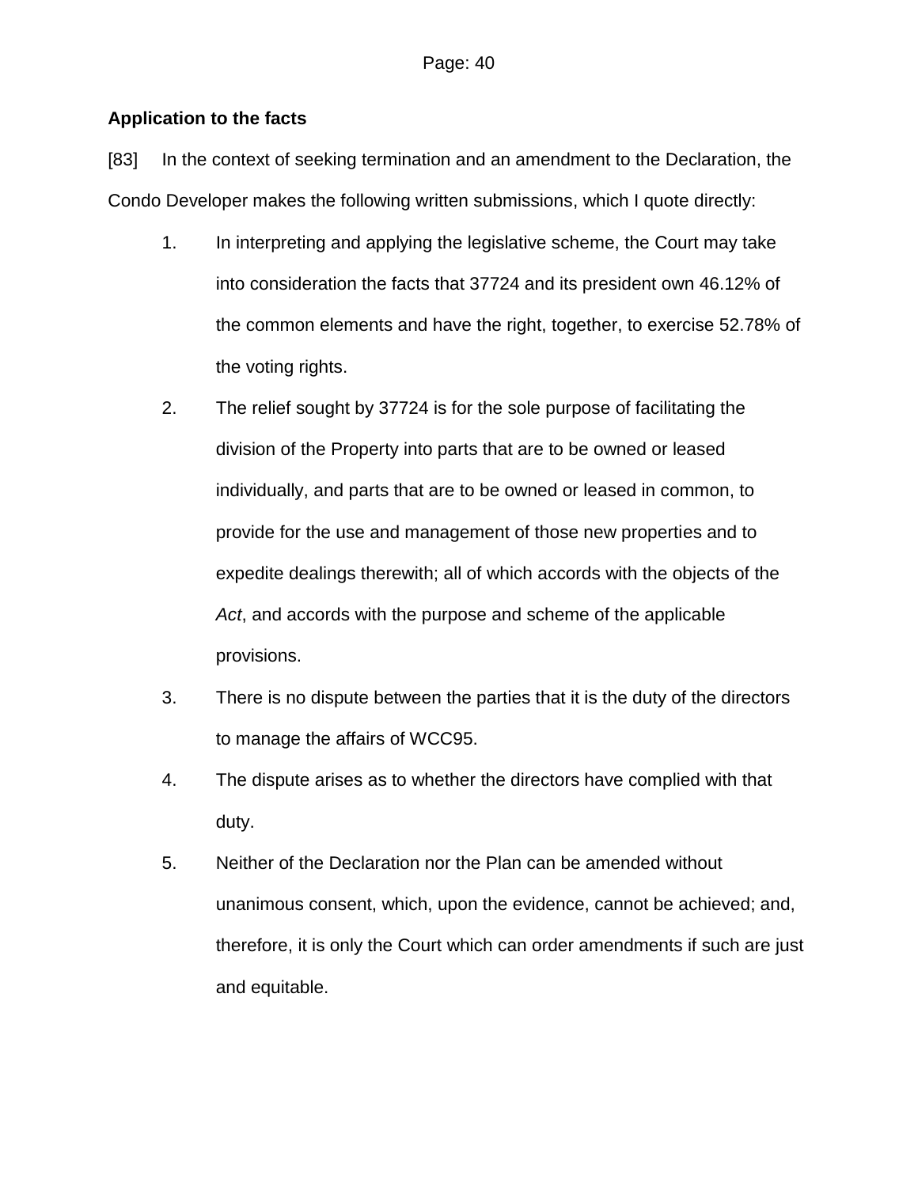**Application to the facts**

[83] In the context of seeking termination and an amendment to the Declaration, the Condo Developer makes the following written submissions, which I quote directly:

1. In interpreting and applying the legislative scheme, the Court may take into consideration the facts that 37724 and its president own 46.12% of the common elements and have the right, together, to exercise 52.78% of the voting rights.

2. The relief sought by 37724 is for the sole purpose of facilitating the division of the Property into parts that are to be owned or leased individually, and parts that are to be owned or leased in common, to provide for the use and management of those new properties and to expedite dealings therewith; all of which accords with the objects of the *Act*, and accords with the purpose and scheme of the applicable provisions.

3. There is no dispute between the parties that it is the duty of the directors to manage the affairs of WCC95.

4. The dispute arises as to whether the directors have complied with that duty.

5. Neither of the Declaration nor the Plan can be amended without unanimous consent, which, upon the evidence, cannot be achieved; and, therefore, it is only the Court which can order amendments if such are just and equitable.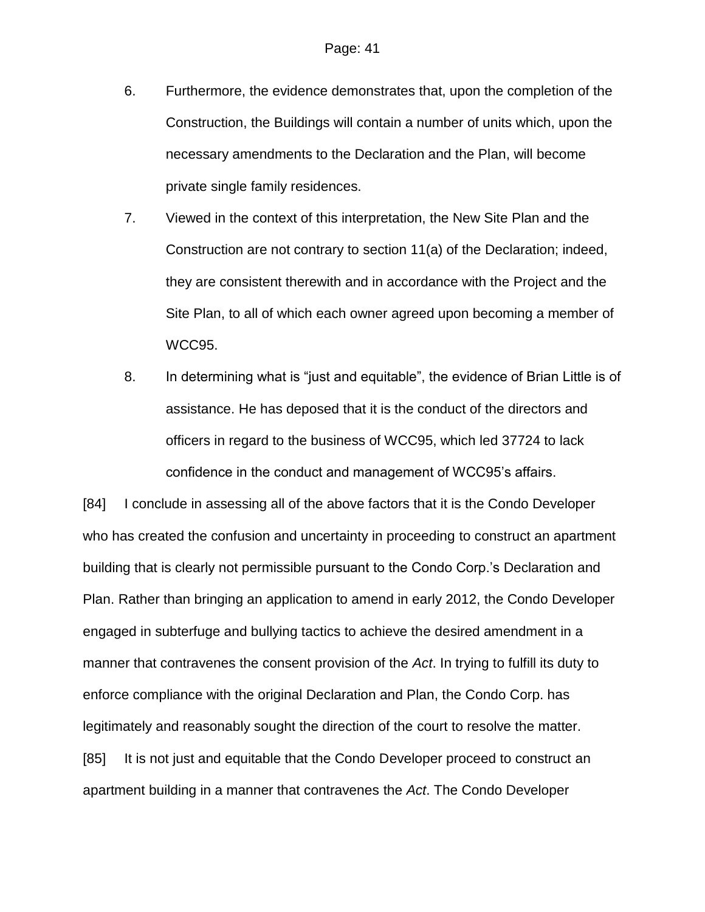6. Furthermore, the evidence demonstrates that, upon the completion of the Construction, the Buildings will contain a number of units which, upon the necessary amendments to the Declaration and the Plan, will become private single family residences.

7. Viewed in the context of this interpretation, the New Site Plan and the Construction are not contrary to section 11(a) of the Declaration; indeed, they are consistent therewith and in accordance with the Project and the Site Plan, to all of which each owner agreed upon becoming a member of WCC95.

8. In determining what is "just and equitable", the evidence of Brian Little is of assistance. He has deposed that it is the conduct of the directors and officers in regard to the business of WCC95, which led 37724 to lack confidence in the conduct and management of WCC95's affairs.

[84] I conclude in assessing all of the above factors that it is the Condo Developer who has created the confusion and uncertainty in proceeding to construct an apartment building that is clearly not permissible pursuant to the Condo Corp.'s Declaration and Plan. Rather than bringing an application to amend in early 2012, the Condo Developer engaged in subterfuge and bullying tactics to achieve the desired amendment in a manner that contravenes the consent provision of the *Act*. In trying to fulfill its duty to enforce compliance with the original Declaration and Plan, the Condo Corp. has legitimately and reasonably sought the direction of the court to resolve the matter.

[85] It is not just and equitable that the Condo Developer proceed to construct an apartment building in a manner that contravenes the *Act*. The Condo Developer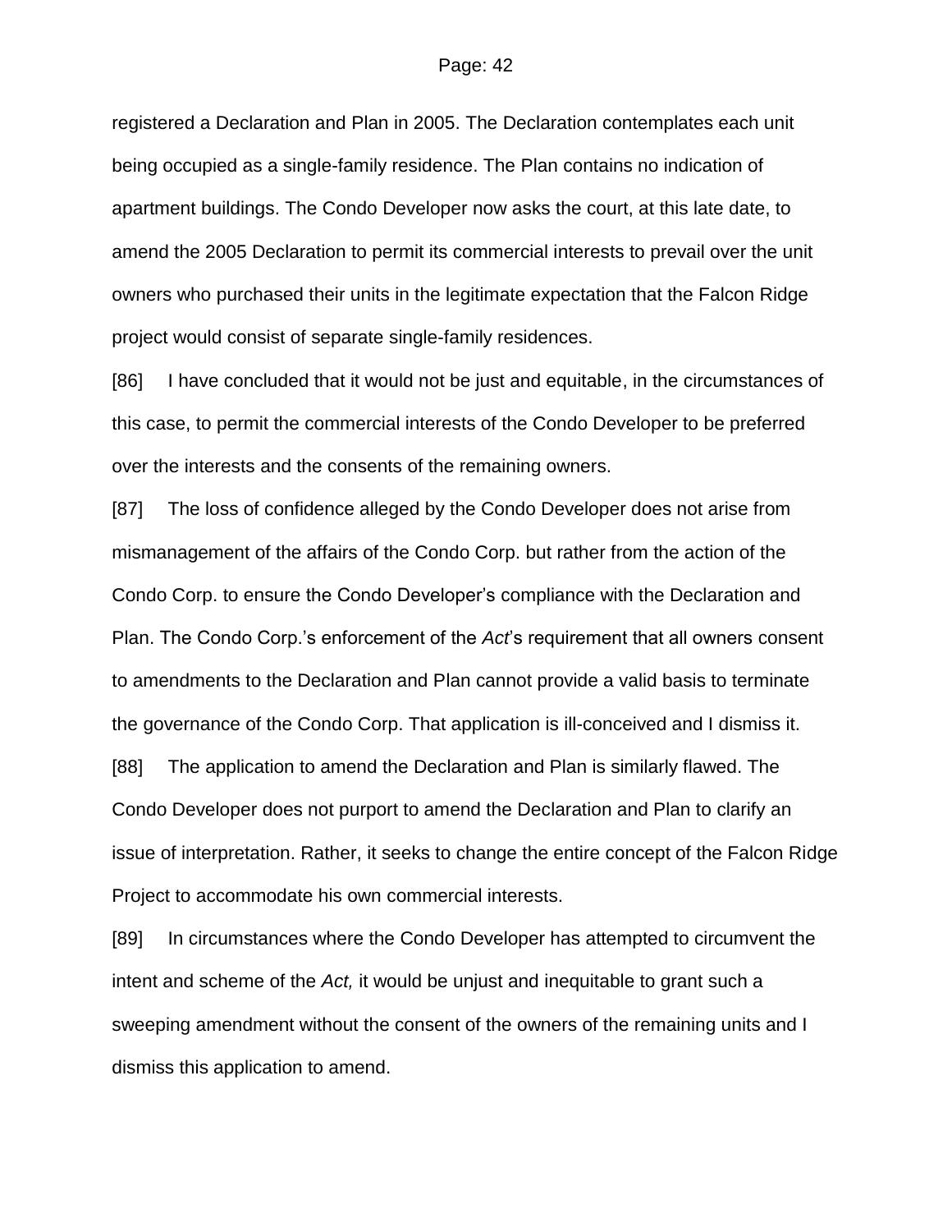registered a Declaration and Plan in 2005. The Declaration contemplates each unit being occupied as a single-family residence. The Plan contains no indication of apartment buildings. The Condo Developer now asks the court, at this late date, to amend the 2005 Declaration to permit its commercial interests to prevail over the unit owners who purchased their units in the legitimate expectation that the Falcon Ridge project would consist of separate single-family residences.

[86] I have concluded that it would not be just and equitable, in the circumstances of this case, to permit the commercial interests of the Condo Developer to be preferred over the interests and the consents of the remaining owners.

[87] The loss of confidence alleged by the Condo Developer does not arise from mismanagement of the affairs of the Condo Corp. but rather from the action of the Condo Corp. to ensure the Condo Developer's compliance with the Declaration and Plan. The Condo Corp.'s enforcement of the *Act*'s requirement that all owners consent to amendments to the Declaration and Plan cannot provide a valid basis to terminate the governance of the Condo Corp. That application is ill-conceived and I dismiss it.

[88] The application to amend the Declaration and Plan is similarly flawed. The Condo Developer does not purport to amend the Declaration and Plan to clarify an issue of interpretation. Rather, it seeks to change the entire concept of the Falcon Ridge Project to accommodate his own commercial interests.

[89] In circumstances where the Condo Developer has attempted to circumvent the intent and scheme of the *Act,* it would be unjust and inequitable to grant such a sweeping amendment without the consent of the owners of the remaining units and I dismiss this application to amend.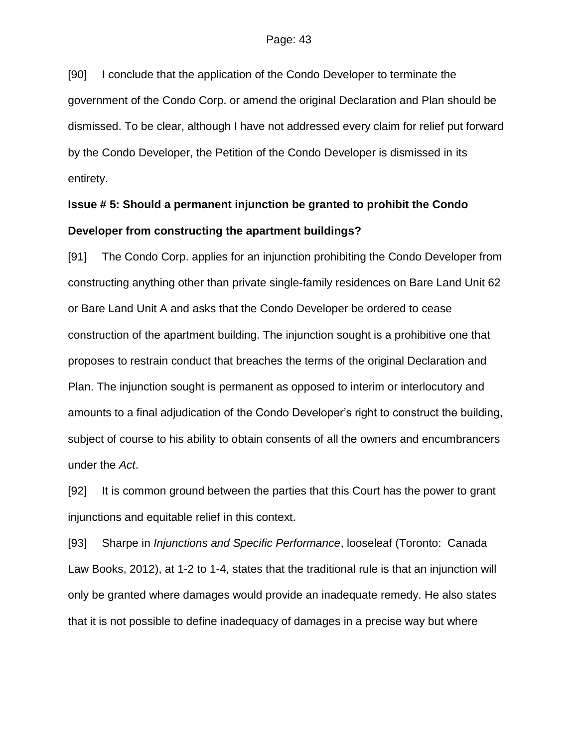[90] I conclude that the application of the Condo Developer to terminate the government of the Condo Corp. or amend the original Declaration and Plan should be dismissed. To be clear, although I have not addressed every claim for relief put forward by the Condo Developer, the Petition of the Condo Developer is dismissed in its entirety.

**Issue # 5: Should a permanent injunction be granted to prohibit the Condo Developer from constructing the apartment buildings?**

[91] The Condo Corp. applies for an injunction prohibiting the Condo Developer from constructing anything other than private single-family residences on Bare Land Unit 62 or Bare Land Unit A and asks that the Condo Developer be ordered to cease construction of the apartment building. The injunction sought is a prohibitive one that proposes to restrain conduct that breaches the terms of the original Declaration and Plan. The injunction sought is permanent as opposed to interim or interlocutory and amounts to a final adjudication of the Condo Developer's right to construct the building, subject of course to his ability to obtain consents of all the owners and encumbrancers under the *Act*.

[92] It is common ground between the parties that this Court has the power to grant injunctions and equitable relief in this context.

[93] Sharpe in *Injunctions and Specific Performance*, looseleaf (Toronto: Canada Law Books, 2012), at 1-2 to 1-4, states that the traditional rule is that an injunction will only be granted where damages would provide an inadequate remedy. He also states that it is not possible to define inadequacy of damages in a precise way but where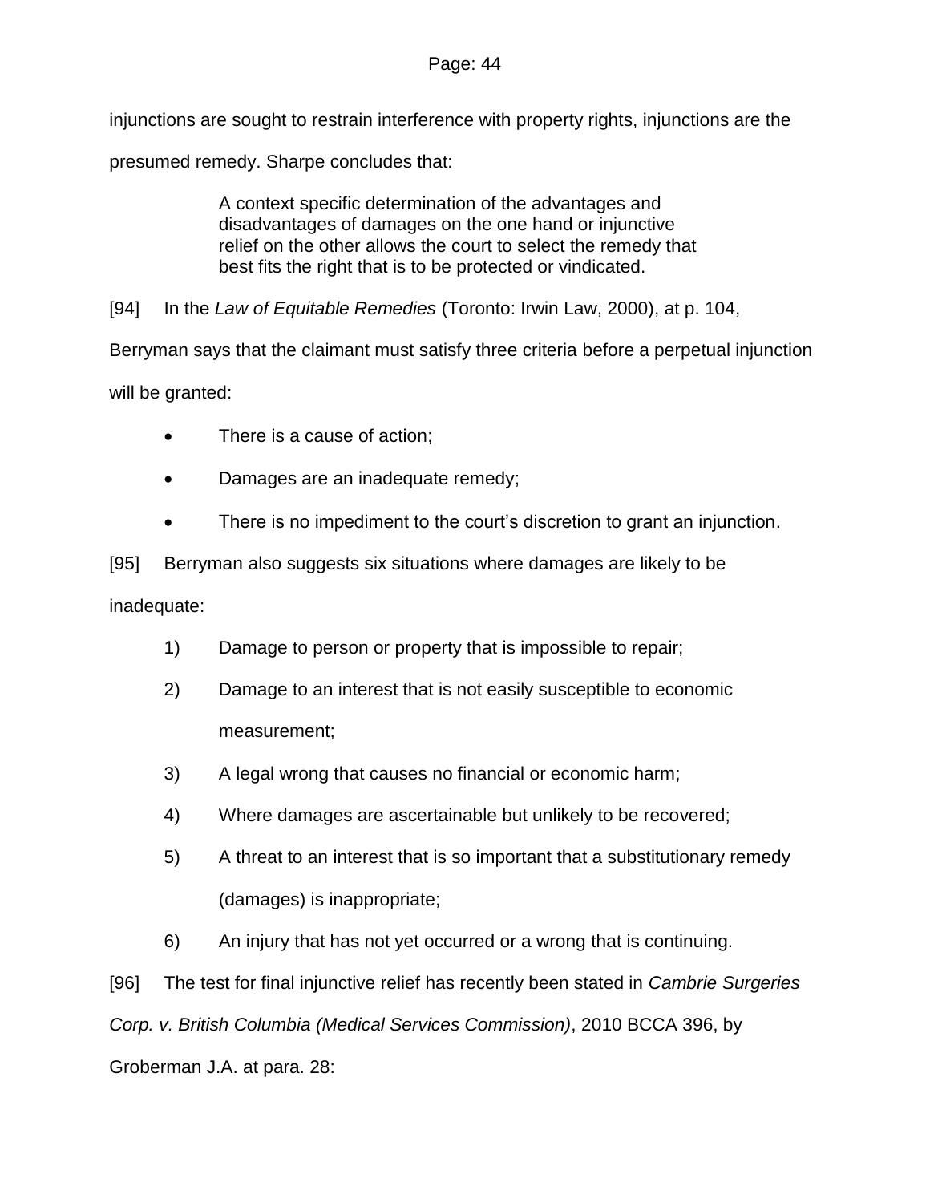injunctions are sought to restrain interference with property rights, injunctions are the presumed remedy. Sharpe concludes that:

> A context specific determination of the advantages and disadvantages of damages on the one hand or injunctive relief on the other allows the court to select the remedy that best fits the right that is to be protected or vindicated.

[94] In the *Law of Equitable Remedies* (Toronto: Irwin Law, 2000), at p. 104, Berryman says that the claimant must satisfy three criteria before a perpetual injunction will be granted:

- There is a cause of action;
- Damages are an inadequate remedy;
- There is no impediment to the court's discretion to grant an injunction.

[95] Berryman also suggests six situations where damages are likely to be inadequate:

1) Damage to person or property that is impossible to repair;
2) Damage to an interest that is not easily susceptible to economic measurement;
3) A legal wrong that causes no financial or economic harm;
4) Where damages are ascertainable but unlikely to be recovered;
5) A threat to an interest that is so important that a substitutionary remedy (damages) is inappropriate;
6) An injury that has not yet occurred or a wrong that is continuing.

[96] The test for final injunctive relief has recently been stated in *Cambrie Surgeries Corp. v. British Columbia (Medical Services Commission)*, 2010 BCCA 396, by Groberman J.A. at para. 28: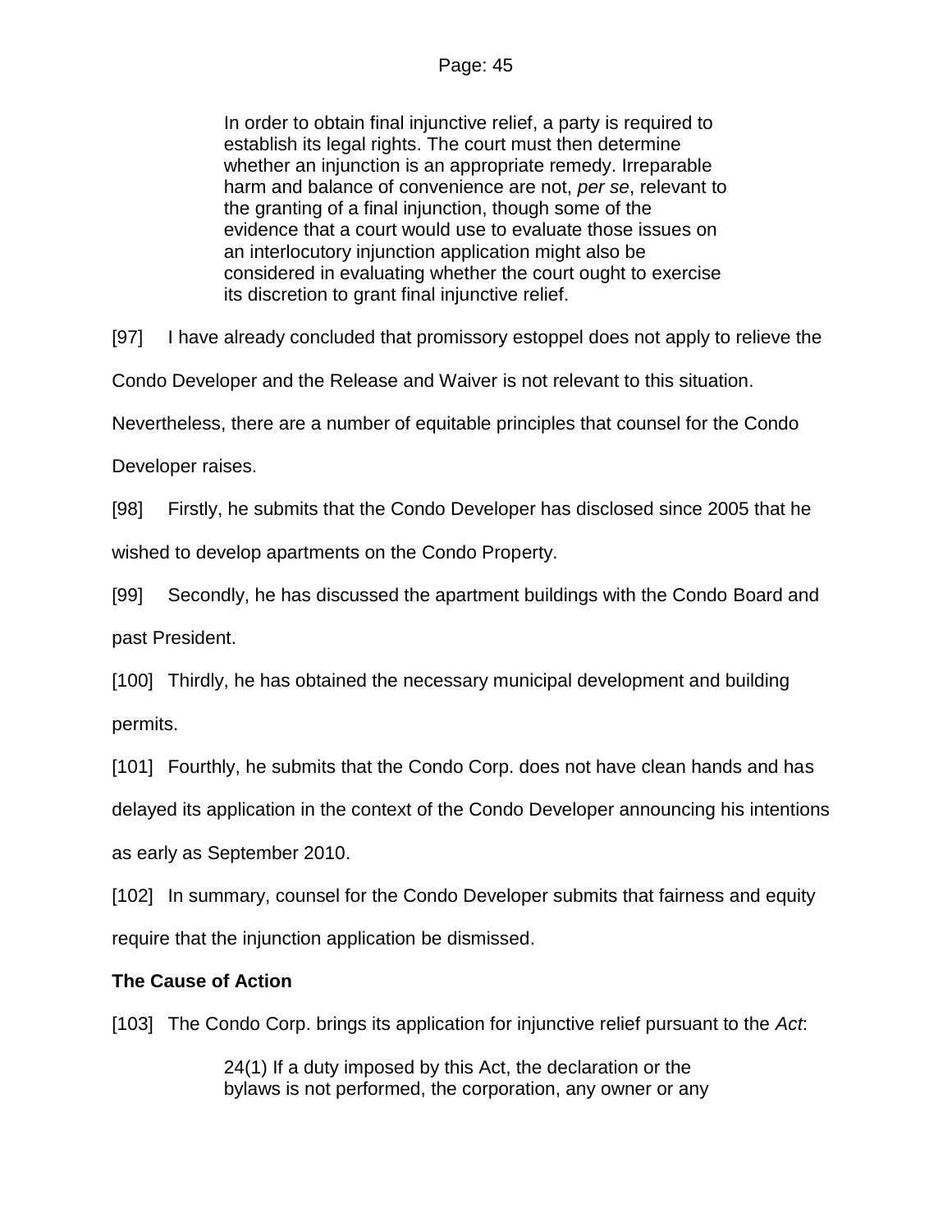> In order to obtain final injunctive relief, a party is required to establish its legal rights. The court must then determine whether an injunction is an appropriate remedy. Irreparable harm and balance of convenience are not, *per se*, relevant to the granting of a final injunction, though some of the evidence that a court would use to evaluate those issues on an interlocutory injunction application might also be considered in evaluating whether the court ought to exercise its discretion to grant final injunctive relief.

[97] I have already concluded that promissory estoppel does not apply to relieve the Condo Developer and the Release and Waiver is not relevant to this situation. Nevertheless, there are a number of equitable principles that counsel for the Condo Developer raises.

[98] Firstly, he submits that the Condo Developer has disclosed since 2005 that he wished to develop apartments on the Condo Property.

[99] Secondly, he has discussed the apartment buildings with the Condo Board and past President.

[100] Thirdly, he has obtained the necessary municipal development and building permits.

[101] Fourthly, he submits that the Condo Corp. does not have clean hands and has delayed its application in the context of the Condo Developer announcing his intentions as early as September 2010.

[102] In summary, counsel for the Condo Developer submits that fairness and equity require that the injunction application be dismissed.

**The Cause of Action**

[103] The Condo Corp. brings its application for injunctive relief pursuant to the *Act*:

> 24(1) If a duty imposed by this Act, the declaration or the bylaws is not performed, the corporation, any owner or any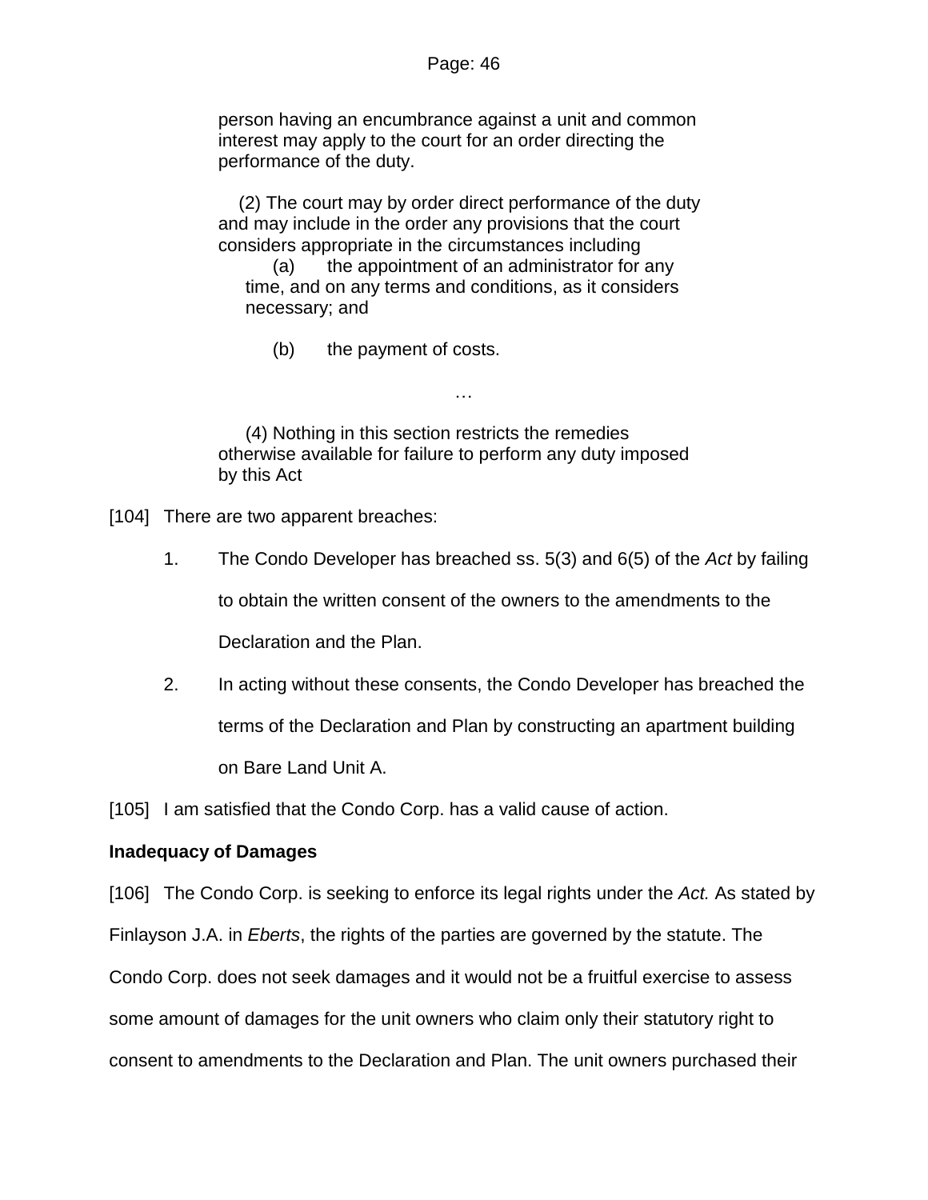> person having an encumbrance against a unit and common interest may apply to the court for an order directing the performance of the duty.
>
> (2) The court may by order direct performance of the duty and may include in the order any provisions that the court considers appropriate in the circumstances including
>
> (a) the appointment of an administrator for any time, and on any terms and conditions, as it considers necessary; and
>
> (b) the payment of costs.
>
> …
>
> (4) Nothing in this section restricts the remedies otherwise available for failure to perform any duty imposed by this Act

[104] There are two apparent breaches:

1. The Condo Developer has breached ss. 5(3) and 6(5) of the *Act* by failing to obtain the written consent of the owners to the amendments to the Declaration and the Plan.
2. In acting without these consents, the Condo Developer has breached the terms of the Declaration and Plan by constructing an apartment building on Bare Land Unit A.

[105] I am satisfied that the Condo Corp. has a valid cause of action.

**Inadequacy of Damages**

[106] The Condo Corp. is seeking to enforce its legal rights under the *Act.* As stated by Finlayson J.A. in *Eberts*, the rights of the parties are governed by the statute. The Condo Corp. does not seek damages and it would not be a fruitful exercise to assess some amount of damages for the unit owners who claim only their statutory right to consent to amendments to the Declaration and Plan. The unit owners purchased their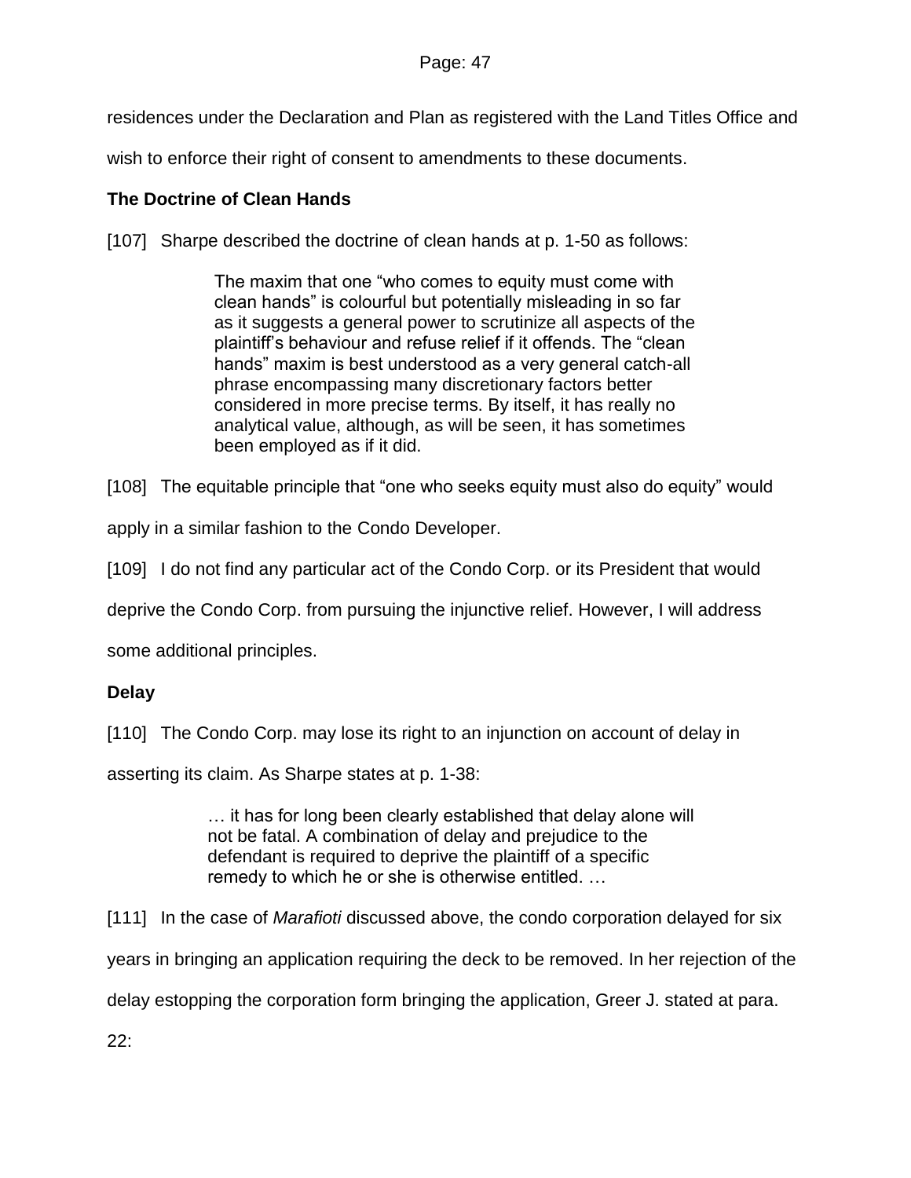residences under the Declaration and Plan as registered with the Land Titles Office and wish to enforce their right of consent to amendments to these documents.

**The Doctrine of Clean Hands**

[107] Sharpe described the doctrine of clean hands at p. 1-50 as follows:

> The maxim that one "who comes to equity must come with clean hands" is colourful but potentially misleading in so far as it suggests a general power to scrutinize all aspects of the plaintiff's behaviour and refuse relief if it offends. The "clean hands" maxim is best understood as a very general catch-all phrase encompassing many discretionary factors better considered in more precise terms. By itself, it has really no analytical value, although, as will be seen, it has sometimes been employed as if it did.

[108] The equitable principle that "one who seeks equity must also do equity" would apply in a similar fashion to the Condo Developer.

[109] I do not find any particular act of the Condo Corp. or its President that would deprive the Condo Corp. from pursuing the injunctive relief. However, I will address some additional principles.

**Delay**

[110] The Condo Corp. may lose its right to an injunction on account of delay in asserting its claim. As Sharpe states at p. 1-38:

> … it has for long been clearly established that delay alone will not be fatal. A combination of delay and prejudice to the defendant is required to deprive the plaintiff of a specific remedy to which he or she is otherwise entitled. …

[111] In the case of *Marafioti* discussed above, the condo corporation delayed for six years in bringing an application requiring the deck to be removed. In her rejection of the delay estopping the corporation form bringing the application, Greer J. stated at para. 22: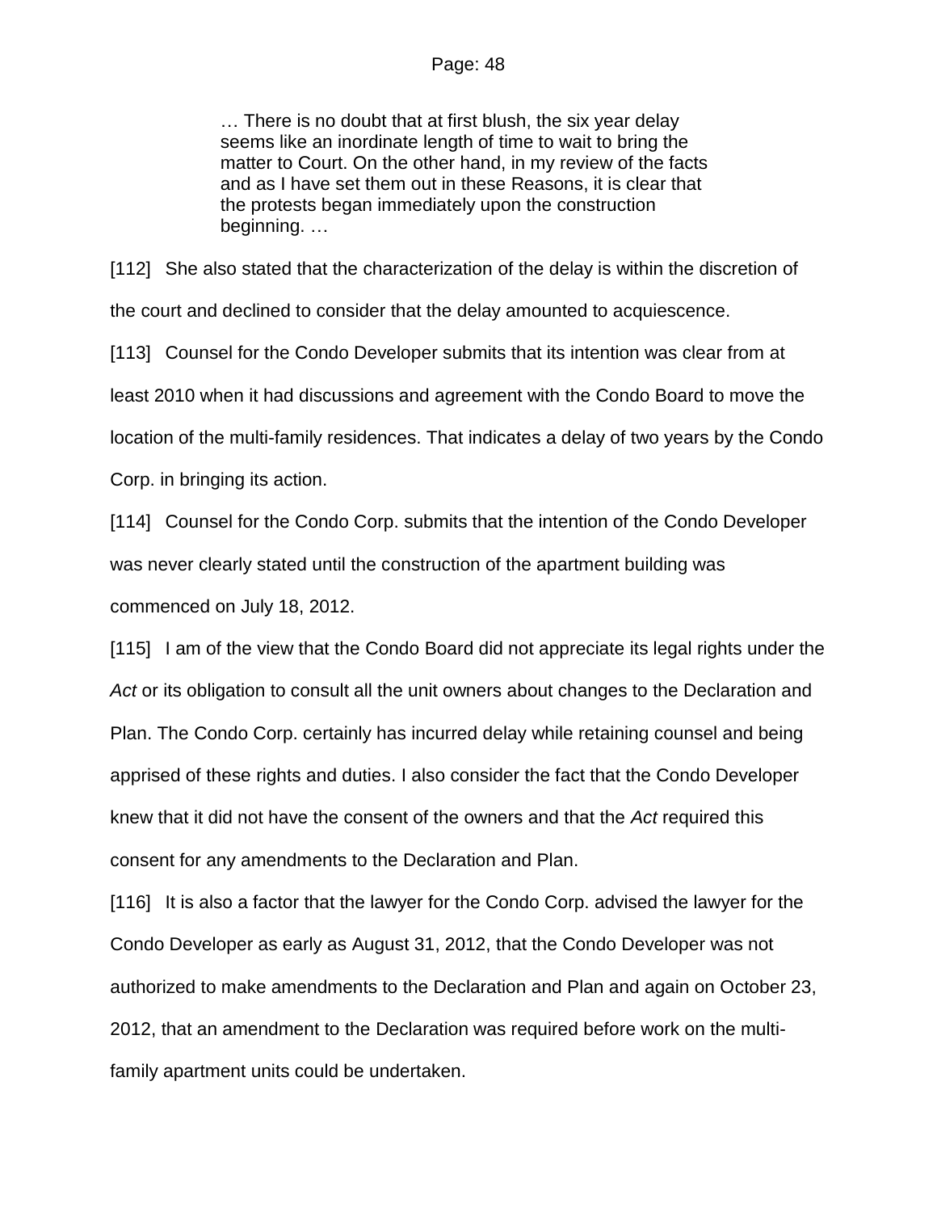> … There is no doubt that at first blush, the six year delay seems like an inordinate length of time to wait to bring the matter to Court. On the other hand, in my review of the facts and as I have set them out in these Reasons, it is clear that the protests began immediately upon the construction beginning. …

[112] She also stated that the characterization of the delay is within the discretion of the court and declined to consider that the delay amounted to acquiescence.

[113] Counsel for the Condo Developer submits that its intention was clear from at least 2010 when it had discussions and agreement with the Condo Board to move the location of the multi-family residences. That indicates a delay of two years by the Condo Corp. in bringing its action.

[114] Counsel for the Condo Corp. submits that the intention of the Condo Developer was never clearly stated until the construction of the apartment building was commenced on July 18, 2012.

[115] I am of the view that the Condo Board did not appreciate its legal rights under the *Act* or its obligation to consult all the unit owners about changes to the Declaration and Plan. The Condo Corp. certainly has incurred delay while retaining counsel and being apprised of these rights and duties. I also consider the fact that the Condo Developer knew that it did not have the consent of the owners and that the *Act* required this consent for any amendments to the Declaration and Plan.

[116] It is also a factor that the lawyer for the Condo Corp. advised the lawyer for the Condo Developer as early as August 31, 2012, that the Condo Developer was not authorized to make amendments to the Declaration and Plan and again on October 23, 2012, that an amendment to the Declaration was required before work on the multi-family apartment units could be undertaken.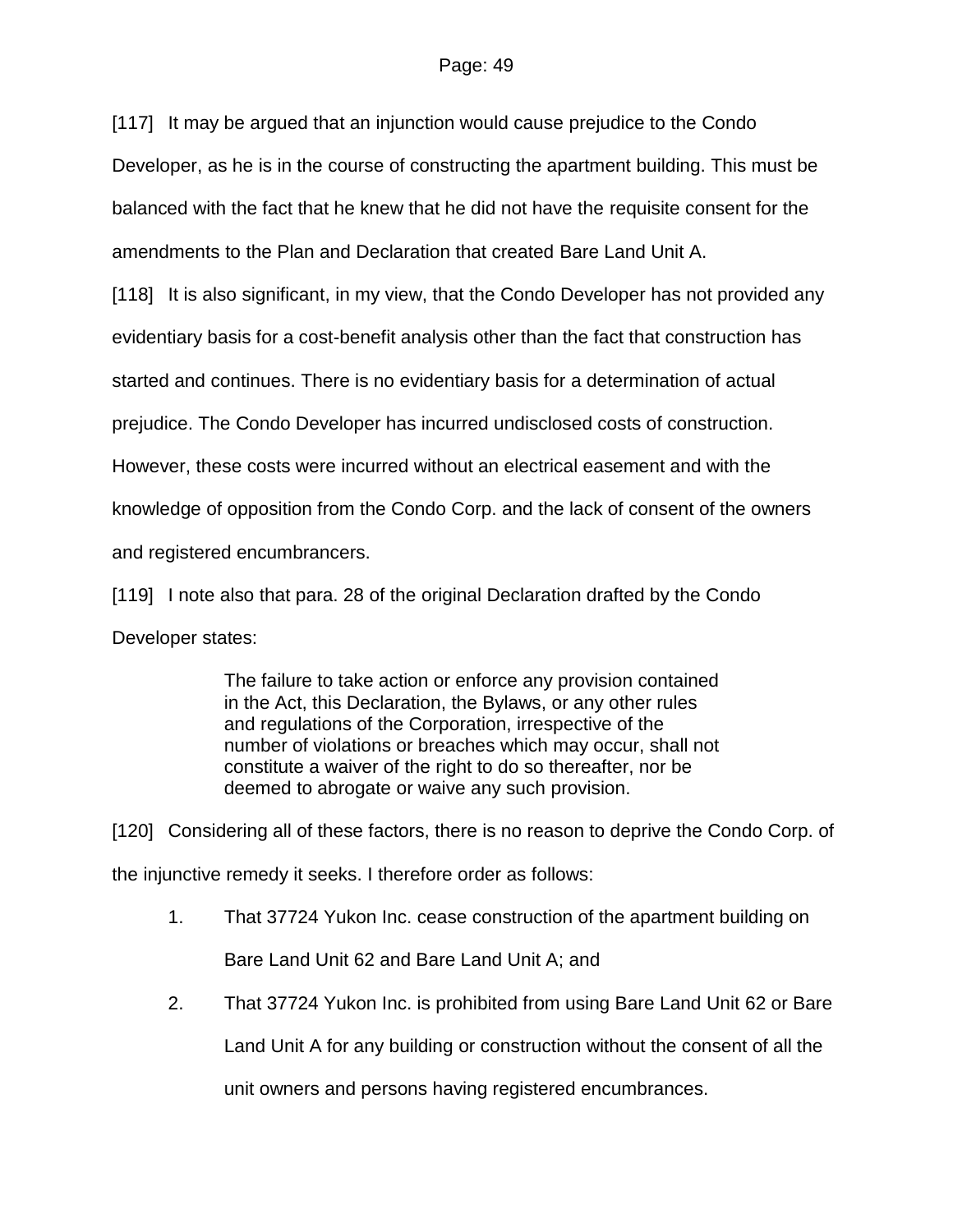[117] It may be argued that an injunction would cause prejudice to the Condo Developer, as he is in the course of constructing the apartment building. This must be balanced with the fact that he knew that he did not have the requisite consent for the amendments to the Plan and Declaration that created Bare Land Unit A.

[118] It is also significant, in my view, that the Condo Developer has not provided any evidentiary basis for a cost-benefit analysis other than the fact that construction has started and continues. There is no evidentiary basis for a determination of actual prejudice. The Condo Developer has incurred undisclosed costs of construction. However, these costs were incurred without an electrical easement and with the knowledge of opposition from the Condo Corp. and the lack of consent of the owners and registered encumbrancers.

[119] I note also that para. 28 of the original Declaration drafted by the Condo Developer states:

> The failure to take action or enforce any provision contained in the Act, this Declaration, the Bylaws, or any other rules and regulations of the Corporation, irrespective of the number of violations or breaches which may occur, shall not constitute a waiver of the right to do so thereafter, nor be deemed to abrogate or waive any such provision.

[120] Considering all of these factors, there is no reason to deprive the Condo Corp. of the injunctive remedy it seeks. I therefore order as follows:

1. That 37724 Yukon Inc. cease construction of the apartment building on Bare Land Unit 62 and Bare Land Unit A; and
2. That 37724 Yukon Inc. is prohibited from using Bare Land Unit 62 or Bare Land Unit A for any building or construction without the consent of all the unit owners and persons having registered encumbrances.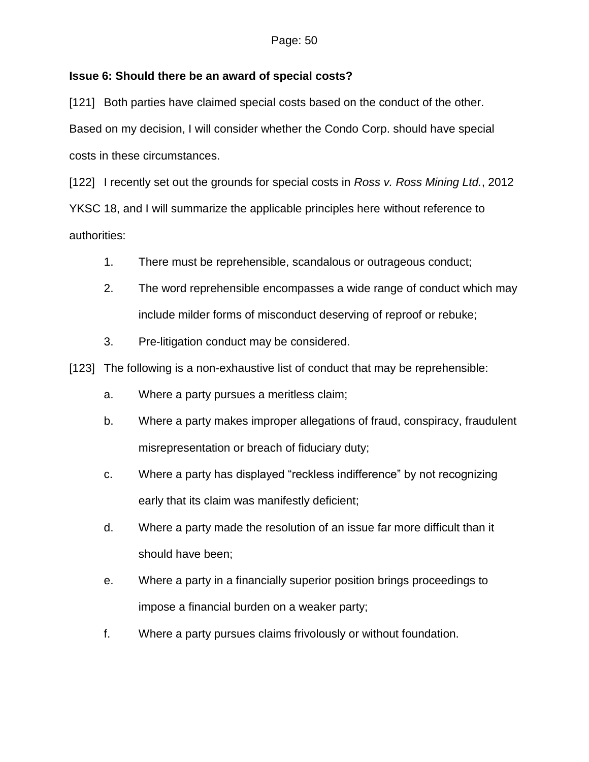**Issue 6: Should there be an award of special costs?**

[121] Both parties have claimed special costs based on the conduct of the other. Based on my decision, I will consider whether the Condo Corp. should have special costs in these circumstances.

[122] I recently set out the grounds for special costs in *Ross v. Ross Mining Ltd.*, 2012 YKSC 18, and I will summarize the applicable principles here without reference to authorities:

1. There must be reprehensible, scandalous or outrageous conduct;
2. The word reprehensible encompasses a wide range of conduct which may include milder forms of misconduct deserving of reproof or rebuke;
3. Pre-litigation conduct may be considered.

[123] The following is a non-exhaustive list of conduct that may be reprehensible:

a. Where a party pursues a meritless claim;

b. Where a party makes improper allegations of fraud, conspiracy, fraudulent misrepresentation or breach of fiduciary duty;

c. Where a party has displayed "reckless indifference" by not recognizing early that its claim was manifestly deficient;

d. Where a party made the resolution of an issue far more difficult than it should have been;

e. Where a party in a financially superior position brings proceedings to impose a financial burden on a weaker party;

f. Where a party pursues claims frivolously or without foundation.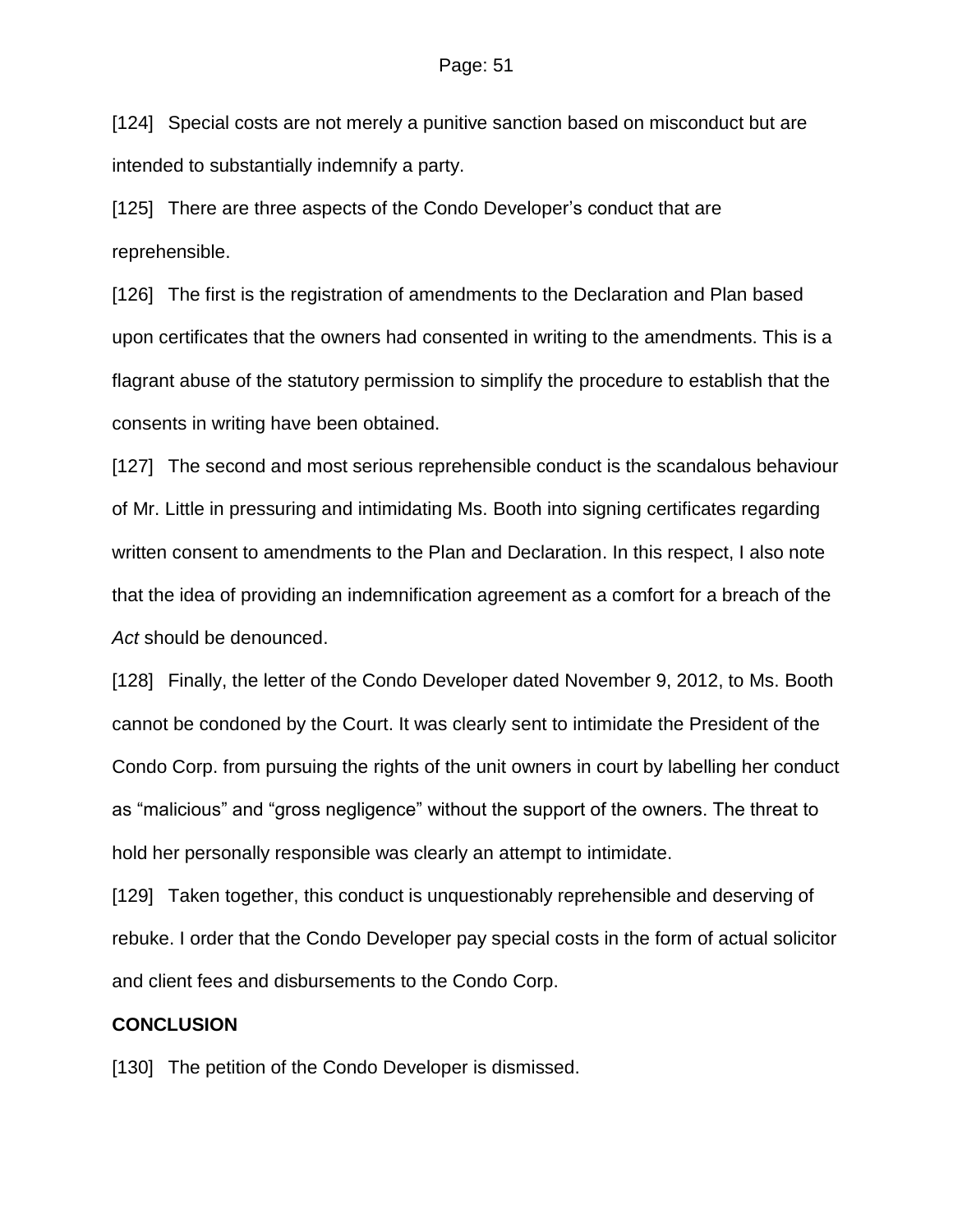[124] Special costs are not merely a punitive sanction based on misconduct but are intended to substantially indemnify a party.

[125] There are three aspects of the Condo Developer's conduct that are reprehensible.

[126] The first is the registration of amendments to the Declaration and Plan based upon certificates that the owners had consented in writing to the amendments. This is a flagrant abuse of the statutory permission to simplify the procedure to establish that the consents in writing have been obtained.

[127] The second and most serious reprehensible conduct is the scandalous behaviour of Mr. Little in pressuring and intimidating Ms. Booth into signing certificates regarding written consent to amendments to the Plan and Declaration. In this respect, I also note that the idea of providing an indemnification agreement as a comfort for a breach of the *Act* should be denounced.

[128] Finally, the letter of the Condo Developer dated November 9, 2012, to Ms. Booth cannot be condoned by the Court. It was clearly sent to intimidate the President of the Condo Corp. from pursuing the rights of the unit owners in court by labelling her conduct as "malicious" and "gross negligence" without the support of the owners. The threat to hold her personally responsible was clearly an attempt to intimidate.

[129] Taken together, this conduct is unquestionably reprehensible and deserving of rebuke. I order that the Condo Developer pay special costs in the form of actual solicitor and client fees and disbursements to the Condo Corp.

**CONCLUSION**

[130] The petition of the Condo Developer is dismissed.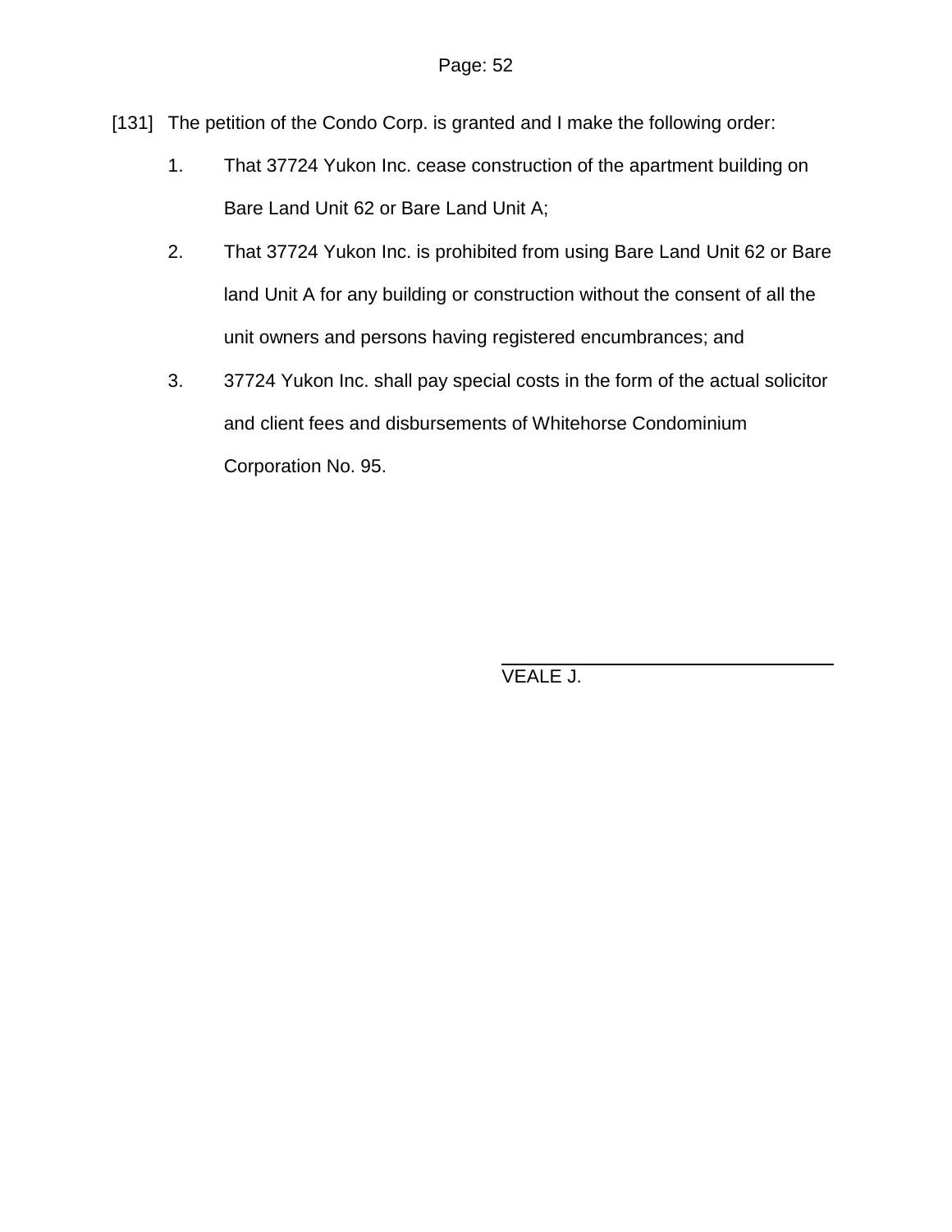[131] The petition of the Condo Corp. is granted and I make the following order:

1. That 37724 Yukon Inc. cease construction of the apartment building on Bare Land Unit 62 or Bare Land Unit A;
2. That 37724 Yukon Inc. is prohibited from using Bare Land Unit 62 or Bare land Unit A for any building or construction without the consent of all the unit owners and persons having registered encumbrances; and
3. 37724 Yukon Inc. shall pay special costs in the form of the actual solicitor and client fees and disbursements of Whitehorse Condominium Corporation No. 95.

VEALE J.